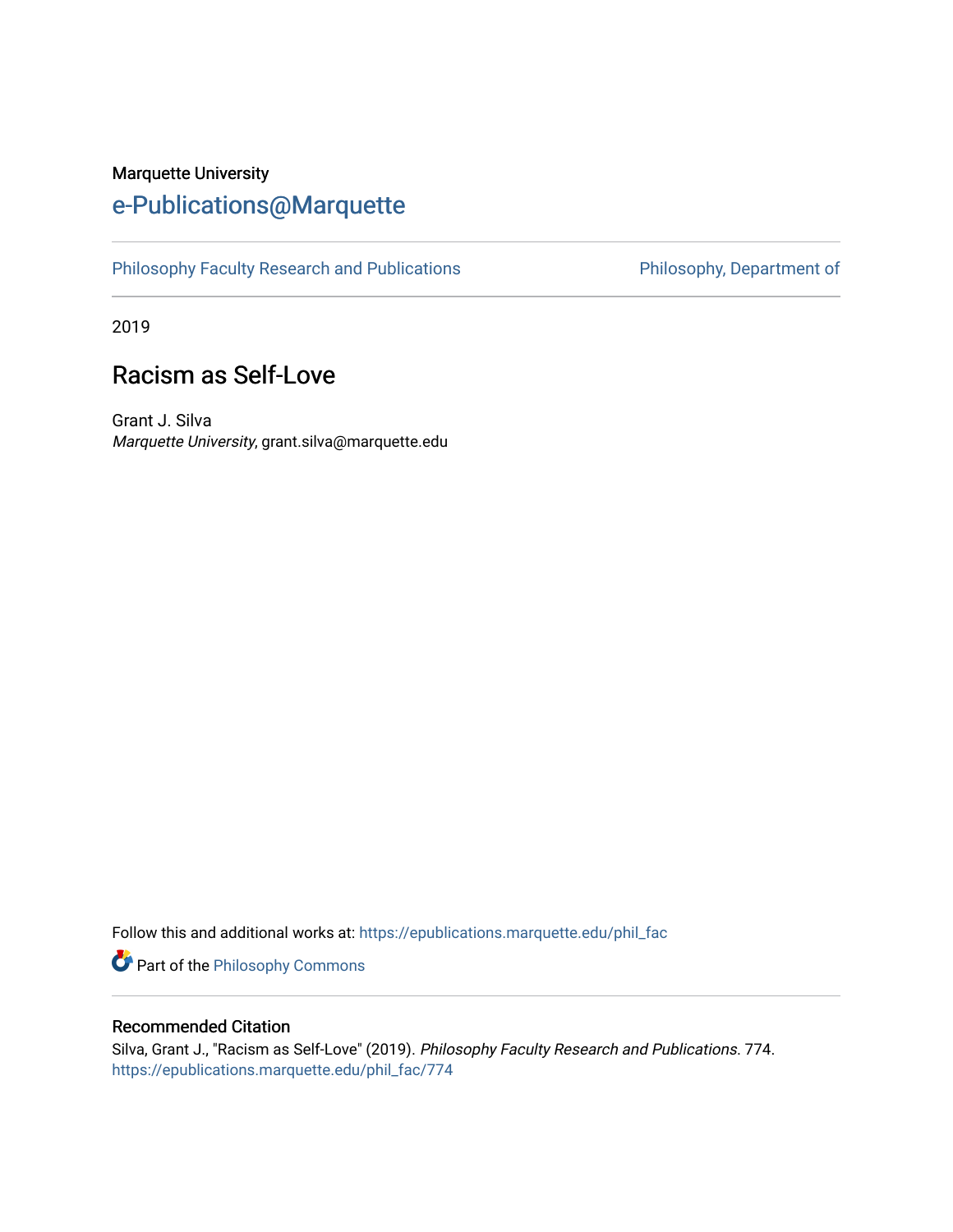Marquette University

# e-Publications@Marquette

Philosophy Faculty Research and Publications

Philosophy, Department of

2019

## Racism as Self-Love

Grant J. Silva
*Marquette University*, grant.silva@marquette.edu

Follow this and additional works at: https://epublications.marquette.edu/phil_fac

Part of the Philosophy Commons

### Recommended Citation

Silva, Grant J., "Racism as Self-Love" (2019). *Philosophy Faculty Research and Publications*. 774.
https://epublications.marquette.edu/phil_fac/774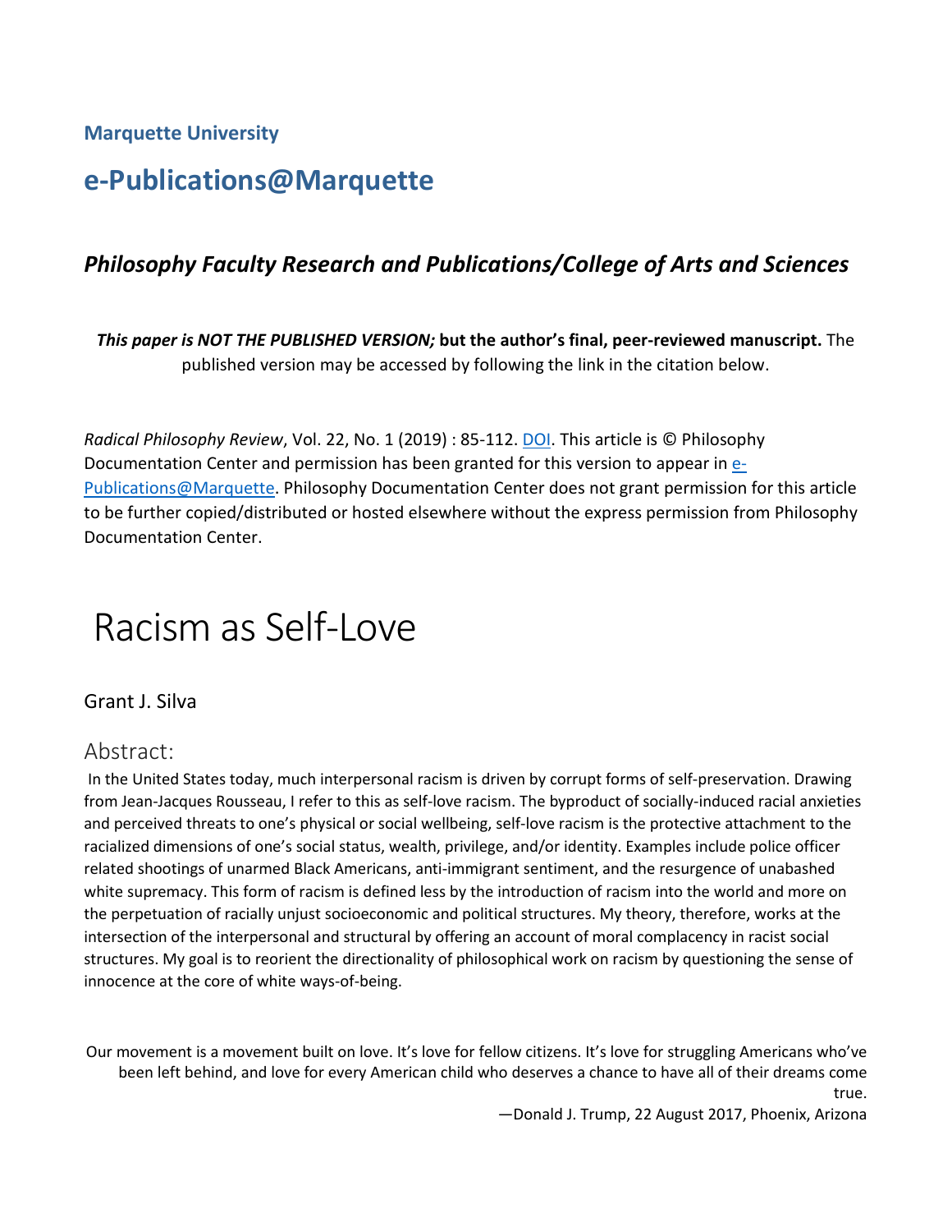**Marquette University**

# e-Publications@Marquette

## *Philosophy Faculty Research and Publications/College of Arts and Sciences*

***This paper is NOT THE PUBLISHED VERSION;* but the author's final, peer-reviewed manuscript.** The published version may be accessed by following the link in the citation below.

*Radical Philosophy Review*, Vol. 22, No. 1 (2019) : 85-112. DOI. This article is © Philosophy Documentation Center and permission has been granted for this version to appear in e-Publications@Marquette. Philosophy Documentation Center does not grant permission for this article to be further copied/distributed or hosted elsewhere without the express permission from Philosophy Documentation Center.

# Racism as Self-Love

Grant J. Silva

## Abstract:

In the United States today, much interpersonal racism is driven by corrupt forms of self-preservation. Drawing from Jean-Jacques Rousseau, I refer to this as self-love racism. The byproduct of socially-induced racial anxieties and perceived threats to one's physical or social wellbeing, self-love racism is the protective attachment to the racialized dimensions of one's social status, wealth, privilege, and/or identity. Examples include police officer related shootings of unarmed Black Americans, anti-immigrant sentiment, and the resurgence of unabashed white supremacy. This form of racism is defined less by the introduction of racism into the world and more on the perpetuation of racially unjust socioeconomic and political structures. My theory, therefore, works at the intersection of the interpersonal and structural by offering an account of moral complacency in racist social structures. My goal is to reorient the directionality of philosophical work on racism by questioning the sense of innocence at the core of white ways-of-being.

> Our movement is a movement built on love. It's love for fellow citizens. It's love for struggling Americans who've been left behind, and love for every American child who deserves a chance to have all of their dreams come true.
>
> —Donald J. Trump, 22 August 2017, Phoenix, Arizona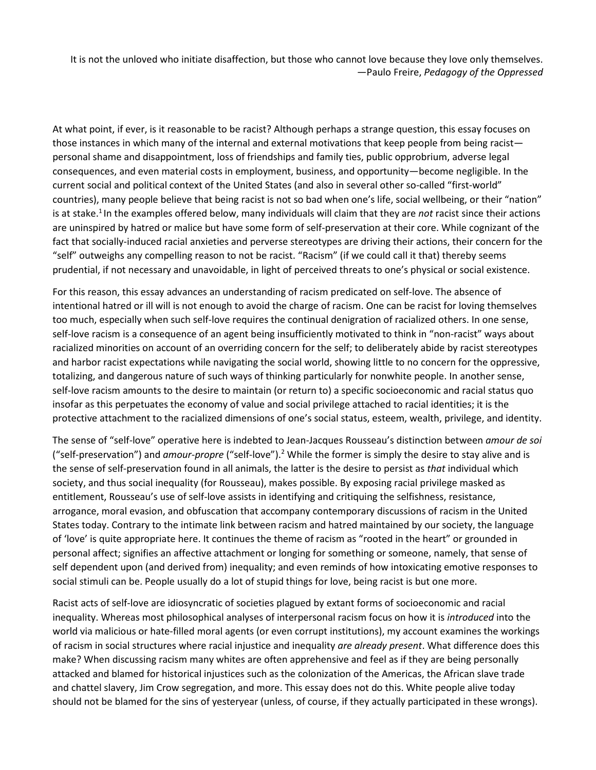It is not the unloved who initiate disaffection, but those who cannot love because they love only themselves.
—Paulo Freire, *Pedagogy of the Oppressed*

At what point, if ever, is it reasonable to be racist? Although perhaps a strange question, this essay focuses on those instances in which many of the internal and external motivations that keep people from being racist—personal shame and disappointment, loss of friendships and family ties, public opprobrium, adverse legal consequences, and even material costs in employment, business, and opportunity—become negligible. In the current social and political context of the United States (and also in several other so-called "first-world" countries), many people believe that being racist is not so bad when one's life, social wellbeing, or their "nation" is at stake.[1] In the examples offered below, many individuals will claim that they are *not* racist since their actions are uninspired by hatred or malice but have some form of self-preservation at their core. While cognizant of the fact that socially-induced racial anxieties and perverse stereotypes are driving their actions, their concern for the "self" outweighs any compelling reason to not be racist. "Racism" (if we could call it that) thereby seems prudential, if not necessary and unavoidable, in light of perceived threats to one's physical or social existence.

For this reason, this essay advances an understanding of racism predicated on self-love. The absence of intentional hatred or ill will is not enough to avoid the charge of racism. One can be racist for loving themselves too much, especially when such self-love requires the continual denigration of racialized others. In one sense, self-love racism is a consequence of an agent being insufficiently motivated to think in "non-racist" ways about racialized minorities on account of an overriding concern for the self; to deliberately abide by racist stereotypes and harbor racist expectations while navigating the social world, showing little to no concern for the oppressive, totalizing, and dangerous nature of such ways of thinking particularly for nonwhite people. In another sense, self-love racism amounts to the desire to maintain (or return to) a specific socioeconomic and racial status quo insofar as this perpetuates the economy of value and social privilege attached to racial identities; it is the protective attachment to the racialized dimensions of one's social status, esteem, wealth, privilege, and identity.

The sense of "self-love" operative here is indebted to Jean-Jacques Rousseau's distinction between *amour de soi* ("self-preservation") and *amour-propre* ("self-love").[2] While the former is simply the desire to stay alive and is the sense of self-preservation found in all animals, the latter is the desire to persist as *that* individual which society, and thus social inequality (for Rousseau), makes possible. By exposing racial privilege masked as entitlement, Rousseau's use of self-love assists in identifying and critiquing the selfishness, resistance, arrogance, moral evasion, and obfuscation that accompany contemporary discussions of racism in the United States today. Contrary to the intimate link between racism and hatred maintained by our society, the language of 'love' is quite appropriate here. It continues the theme of racism as "rooted in the heart" or grounded in personal affect; signifies an affective attachment or longing for something or someone, namely, that sense of self dependent upon (and derived from) inequality; and even reminds of how intoxicating emotive responses to social stimuli can be. People usually do a lot of stupid things for love, being racist is but one more.

Racist acts of self-love are idiosyncratic of societies plagued by extant forms of socioeconomic and racial inequality. Whereas most philosophical analyses of interpersonal racism focus on how it is *introduced* into the world via malicious or hate-filled moral agents (or even corrupt institutions), my account examines the workings of racism in social structures where racial injustice and inequality *are already present*. What difference does this make? When discussing racism many whites are often apprehensive and feel as if they are being personally attacked and blamed for historical injustices such as the colonization of the Americas, the African slave trade and chattel slavery, Jim Crow segregation, and more. This essay does not do this. White people alive today should not be blamed for the sins of yesteryear (unless, of course, if they actually participated in these wrongs).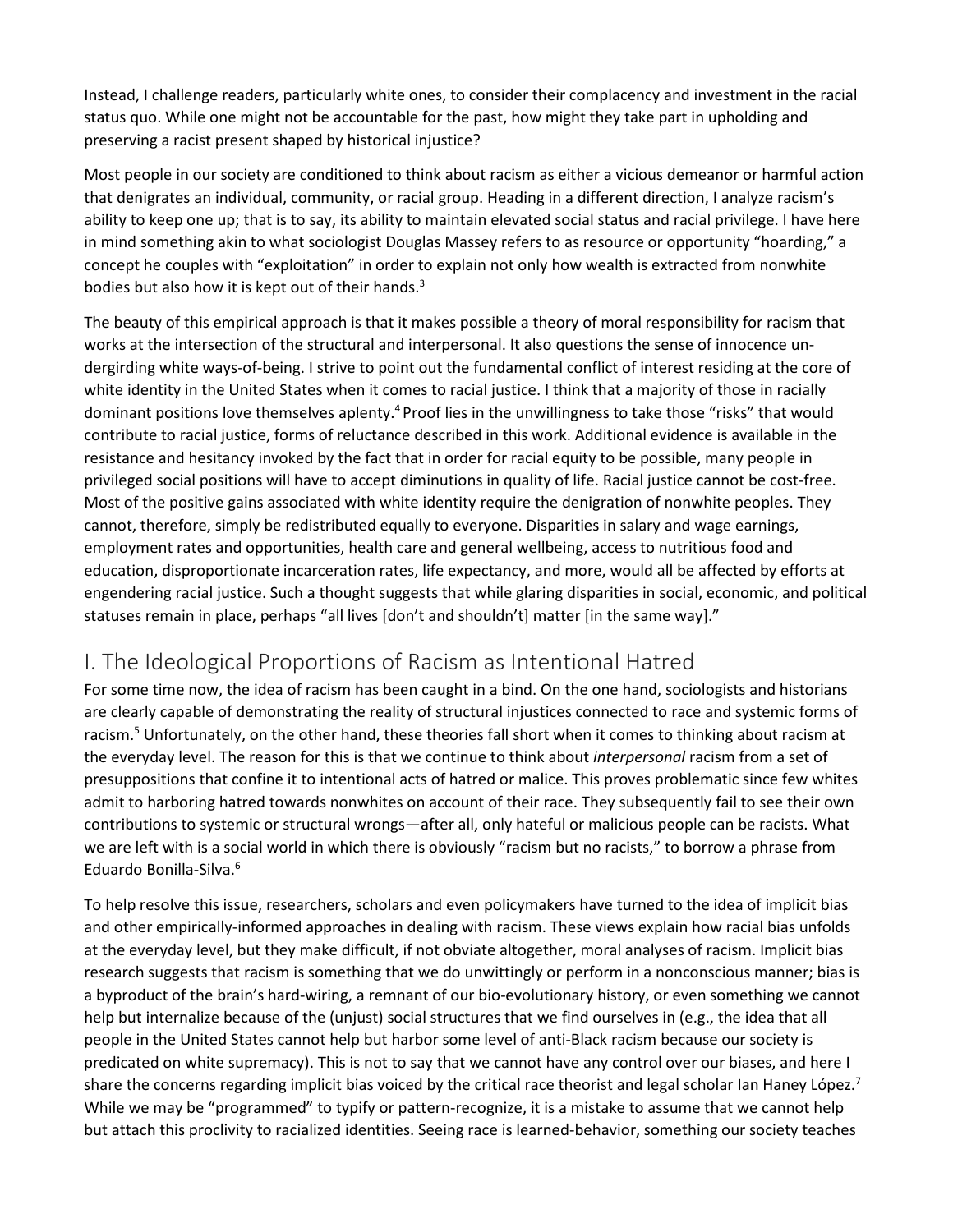Instead, I challenge readers, particularly white ones, to consider their complacency and investment in the racial status quo. While one might not be accountable for the past, how might they take part in upholding and preserving a racist present shaped by historical injustice?

Most people in our society are conditioned to think about racism as either a vicious demeanor or harmful action that denigrates an individual, community, or racial group. Heading in a different direction, I analyze racism's ability to keep one up; that is to say, its ability to maintain elevated social status and racial privilege. I have here in mind something akin to what sociologist Douglas Massey refers to as resource or opportunity "hoarding," a concept he couples with "exploitation" in order to explain not only how wealth is extracted from nonwhite bodies but also how it is kept out of their hands.[3]

The beauty of this empirical approach is that it makes possible a theory of moral responsibility for racism that works at the intersection of the structural and interpersonal. It also questions the sense of innocence undergirding white ways-of-being. I strive to point out the fundamental conflict of interest residing at the core of white identity in the United States when it comes to racial justice. I think that a majority of those in racially dominant positions love themselves aplenty.[4] Proof lies in the unwillingness to take those "risks" that would contribute to racial justice, forms of reluctance described in this work. Additional evidence is available in the resistance and hesitancy invoked by the fact that in order for racial equity to be possible, many people in privileged social positions will have to accept diminutions in quality of life. Racial justice cannot be cost-free. Most of the positive gains associated with white identity require the denigration of nonwhite peoples. They cannot, therefore, simply be redistributed equally to everyone. Disparities in salary and wage earnings, employment rates and opportunities, health care and general wellbeing, access to nutritious food and education, disproportionate incarceration rates, life expectancy, and more, would all be affected by efforts at engendering racial justice. Such a thought suggests that while glaring disparities in social, economic, and political statuses remain in place, perhaps "all lives [don't and shouldn't] matter [in the same way]."

## I. The Ideological Proportions of Racism as Intentional Hatred

For some time now, the idea of racism has been caught in a bind. On the one hand, sociologists and historians are clearly capable of demonstrating the reality of structural injustices connected to race and systemic forms of racism.[5] Unfortunately, on the other hand, these theories fall short when it comes to thinking about racism at the everyday level. The reason for this is that we continue to think about *interpersonal* racism from a set of presuppositions that confine it to intentional acts of hatred or malice. This proves problematic since few whites admit to harboring hatred towards nonwhites on account of their race. They subsequently fail to see their own contributions to systemic or structural wrongs—after all, only hateful or malicious people can be racists. What we are left with is a social world in which there is obviously "racism but no racists," to borrow a phrase from Eduardo Bonilla-Silva.[6]

To help resolve this issue, researchers, scholars and even policymakers have turned to the idea of implicit bias and other empirically-informed approaches in dealing with racism. These views explain how racial bias unfolds at the everyday level, but they make difficult, if not obviate altogether, moral analyses of racism. Implicit bias research suggests that racism is something that we do unwittingly or perform in a nonconscious manner; bias is a byproduct of the brain's hard-wiring, a remnant of our bio-evolutionary history, or even something we cannot help but internalize because of the (unjust) social structures that we find ourselves in (e.g., the idea that all people in the United States cannot help but harbor some level of anti-Black racism because our society is predicated on white supremacy). This is not to say that we cannot have any control over our biases, and here I share the concerns regarding implicit bias voiced by the critical race theorist and legal scholar Ian Haney López.[7] While we may be "programmed" to typify or pattern-recognize, it is a mistake to assume that we cannot help but attach this proclivity to racialized identities. Seeing race is learned-behavior, something our society teaches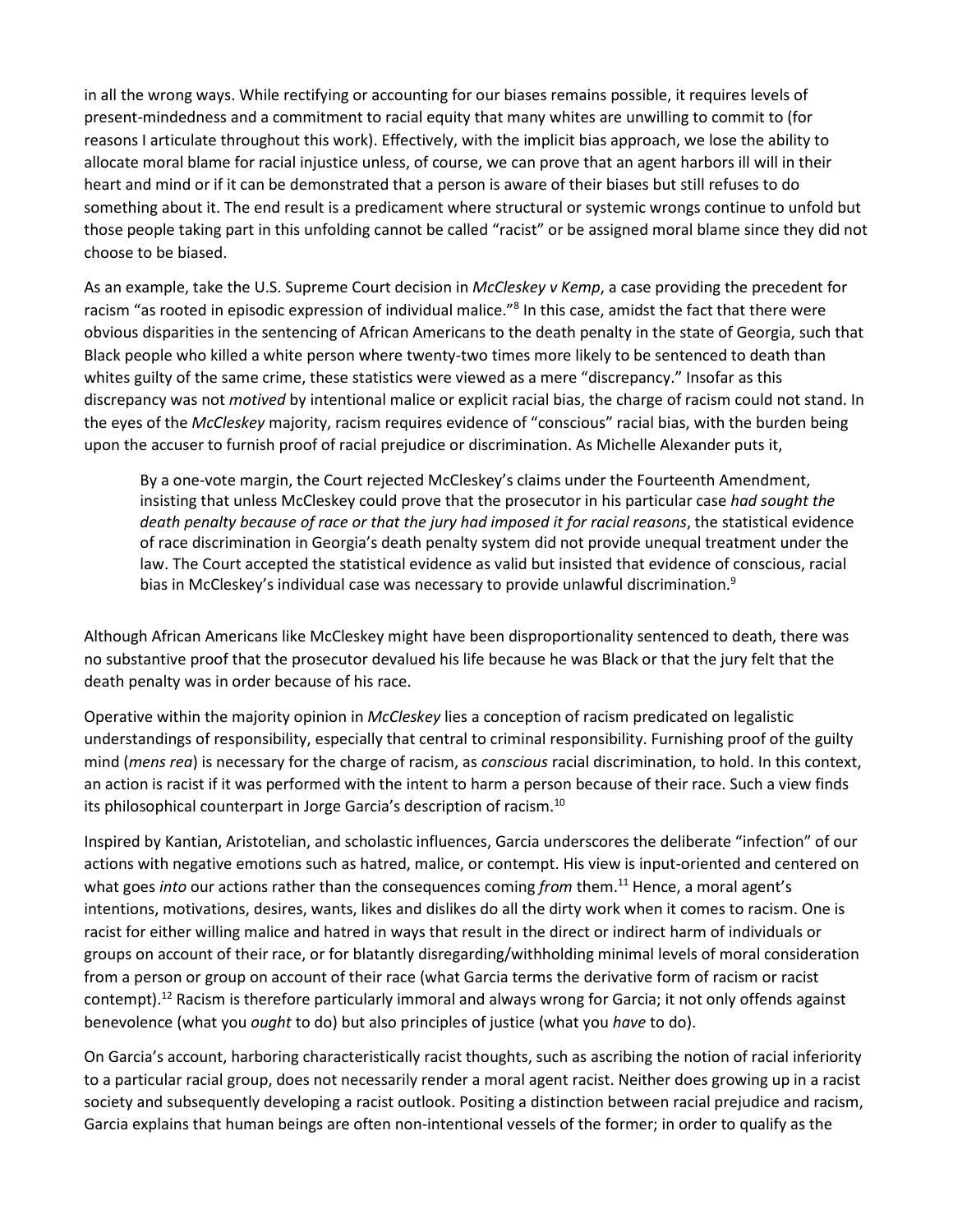in all the wrong ways. While rectifying or accounting for our biases remains possible, it requires levels of present-mindedness and a commitment to racial equity that many whites are unwilling to commit to (for reasons I articulate throughout this work). Effectively, with the implicit bias approach, we lose the ability to allocate moral blame for racial injustice unless, of course, we can prove that an agent harbors ill will in their heart and mind or if it can be demonstrated that a person is aware of their biases but still refuses to do something about it. The end result is a predicament where structural or systemic wrongs continue to unfold but those people taking part in this unfolding cannot be called "racist" or be assigned moral blame since they did not choose to be biased.

As an example, take the U.S. Supreme Court decision in *McCleskey v Kemp*, a case providing the precedent for racism "as rooted in episodic expression of individual malice."[8] In this case, amidst the fact that there were obvious disparities in the sentencing of African Americans to the death penalty in the state of Georgia, such that Black people who killed a white person where twenty-two times more likely to be sentenced to death than whites guilty of the same crime, these statistics were viewed as a mere "discrepancy." Insofar as this discrepancy was not *motived* by intentional malice or explicit racial bias, the charge of racism could not stand. In the eyes of the *McCleskey* majority, racism requires evidence of "conscious" racial bias, with the burden being upon the accuser to furnish proof of racial prejudice or discrimination. As Michelle Alexander puts it,

> By a one-vote margin, the Court rejected McCleskey's claims under the Fourteenth Amendment, insisting that unless McCleskey could prove that the prosecutor in his particular case *had sought the death penalty because of race or that the jury had imposed it for racial reasons*, the statistical evidence of race discrimination in Georgia's death penalty system did not provide unequal treatment under the law. The Court accepted the statistical evidence as valid but insisted that evidence of conscious, racial bias in McCleskey's individual case was necessary to provide unlawful discrimination.[9]

Although African Americans like McCleskey might have been disproportionality sentenced to death, there was no substantive proof that the prosecutor devalued his life because he was Black or that the jury felt that the death penalty was in order because of his race.

Operative within the majority opinion in *McCleskey* lies a conception of racism predicated on legalistic understandings of responsibility, especially that central to criminal responsibility. Furnishing proof of the guilty mind (*mens rea*) is necessary for the charge of racism, as *conscious* racial discrimination, to hold. In this context, an action is racist if it was performed with the intent to harm a person because of their race. Such a view finds its philosophical counterpart in Jorge Garcia's description of racism.[10]

Inspired by Kantian, Aristotelian, and scholastic influences, Garcia underscores the deliberate "infection" of our actions with negative emotions such as hatred, malice, or contempt. His view is input-oriented and centered on what goes *into* our actions rather than the consequences coming *from* them.[11] Hence, a moral agent's intentions, motivations, desires, wants, likes and dislikes do all the dirty work when it comes to racism. One is racist for either willing malice and hatred in ways that result in the direct or indirect harm of individuals or groups on account of their race, or for blatantly disregarding/withholding minimal levels of moral consideration from a person or group on account of their race (what Garcia terms the derivative form of racism or racist contempt).[12] Racism is therefore particularly immoral and always wrong for Garcia; it not only offends against benevolence (what you *ought* to do) but also principles of justice (what you *have* to do).

On Garcia's account, harboring characteristically racist thoughts, such as ascribing the notion of racial inferiority to a particular racial group, does not necessarily render a moral agent racist. Neither does growing up in a racist society and subsequently developing a racist outlook. Positing a distinction between racial prejudice and racism, Garcia explains that human beings are often non-intentional vessels of the former; in order to qualify as the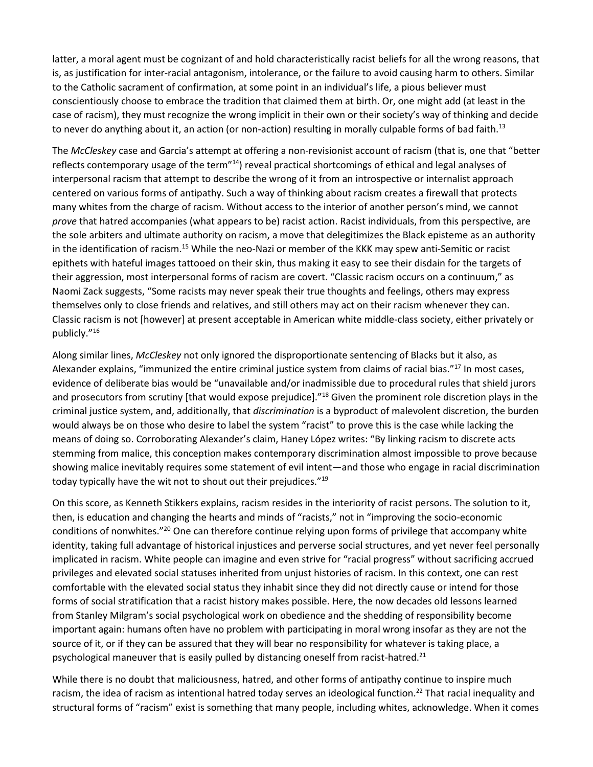latter, a moral agent must be cognizant of and hold characteristically racist beliefs for all the wrong reasons, that is, as justification for inter-racial antagonism, intolerance, or the failure to avoid causing harm to others. Similar to the Catholic sacrament of confirmation, at some point in an individual's life, a pious believer must conscientiously choose to embrace the tradition that claimed them at birth. Or, one might add (at least in the case of racism), they must recognize the wrong implicit in their own or their society's way of thinking and decide to never do anything about it, an action (or non-action) resulting in morally culpable forms of bad faith.[13]

The *McCleskey* case and Garcia's attempt at offering a non-revisionist account of racism (that is, one that "better reflects contemporary usage of the term"[14]) reveal practical shortcomings of ethical and legal analyses of interpersonal racism that attempt to describe the wrong of it from an introspective or internalist approach centered on various forms of antipathy. Such a way of thinking about racism creates a firewall that protects many whites from the charge of racism. Without access to the interior of another person's mind, we cannot *prove* that hatred accompanies (what appears to be) racist action. Racist individuals, from this perspective, are the sole arbiters and ultimate authority on racism, a move that delegitimizes the Black episteme as an authority in the identification of racism.[15] While the neo-Nazi or member of the KKK may spew anti-Semitic or racist epithets with hateful images tattooed on their skin, thus making it easy to see their disdain for the targets of their aggression, most interpersonal forms of racism are covert. "Classic racism occurs on a continuum," as Naomi Zack suggests, "Some racists may never speak their true thoughts and feelings, others may express themselves only to close friends and relatives, and still others may act on their racism whenever they can. Classic racism is not [however] at present acceptable in American white middle-class society, either privately or publicly."[16]

Along similar lines, *McCleskey* not only ignored the disproportionate sentencing of Blacks but it also, as Alexander explains, "immunized the entire criminal justice system from claims of racial bias."[17] In most cases, evidence of deliberate bias would be "unavailable and/or inadmissible due to procedural rules that shield jurors and prosecutors from scrutiny [that would expose prejudice]."[18] Given the prominent role discretion plays in the criminal justice system, and, additionally, that *discrimination* is a byproduct of malevolent discretion, the burden would always be on those who desire to label the system "racist" to prove this is the case while lacking the means of doing so. Corroborating Alexander's claim, Haney López writes: "By linking racism to discrete acts stemming from malice, this conception makes contemporary discrimination almost impossible to prove because showing malice inevitably requires some statement of evil intent—and those who engage in racial discrimination today typically have the wit not to shout out their prejudices."[19]

On this score, as Kenneth Stikkers explains, racism resides in the interiority of racist persons. The solution to it, then, is education and changing the hearts and minds of "racists," not in "improving the socio-economic conditions of nonwhites."[20] One can therefore continue relying upon forms of privilege that accompany white identity, taking full advantage of historical injustices and perverse social structures, and yet never feel personally implicated in racism. White people can imagine and even strive for "racial progress" without sacrificing accrued privileges and elevated social statuses inherited from unjust histories of racism. In this context, one can rest comfortable with the elevated social status they inhabit since they did not directly cause or intend for those forms of social stratification that a racist history makes possible. Here, the now decades old lessons learned from Stanley Milgram's social psychological work on obedience and the shedding of responsibility become important again: humans often have no problem with participating in moral wrong insofar as they are not the source of it, or if they can be assured that they will bear no responsibility for whatever is taking place, a psychological maneuver that is easily pulled by distancing oneself from racist-hatred.[21]

While there is no doubt that maliciousness, hatred, and other forms of antipathy continue to inspire much racism, the idea of racism as intentional hatred today serves an ideological function.[22] That racial inequality and structural forms of "racism" exist is something that many people, including whites, acknowledge. When it comes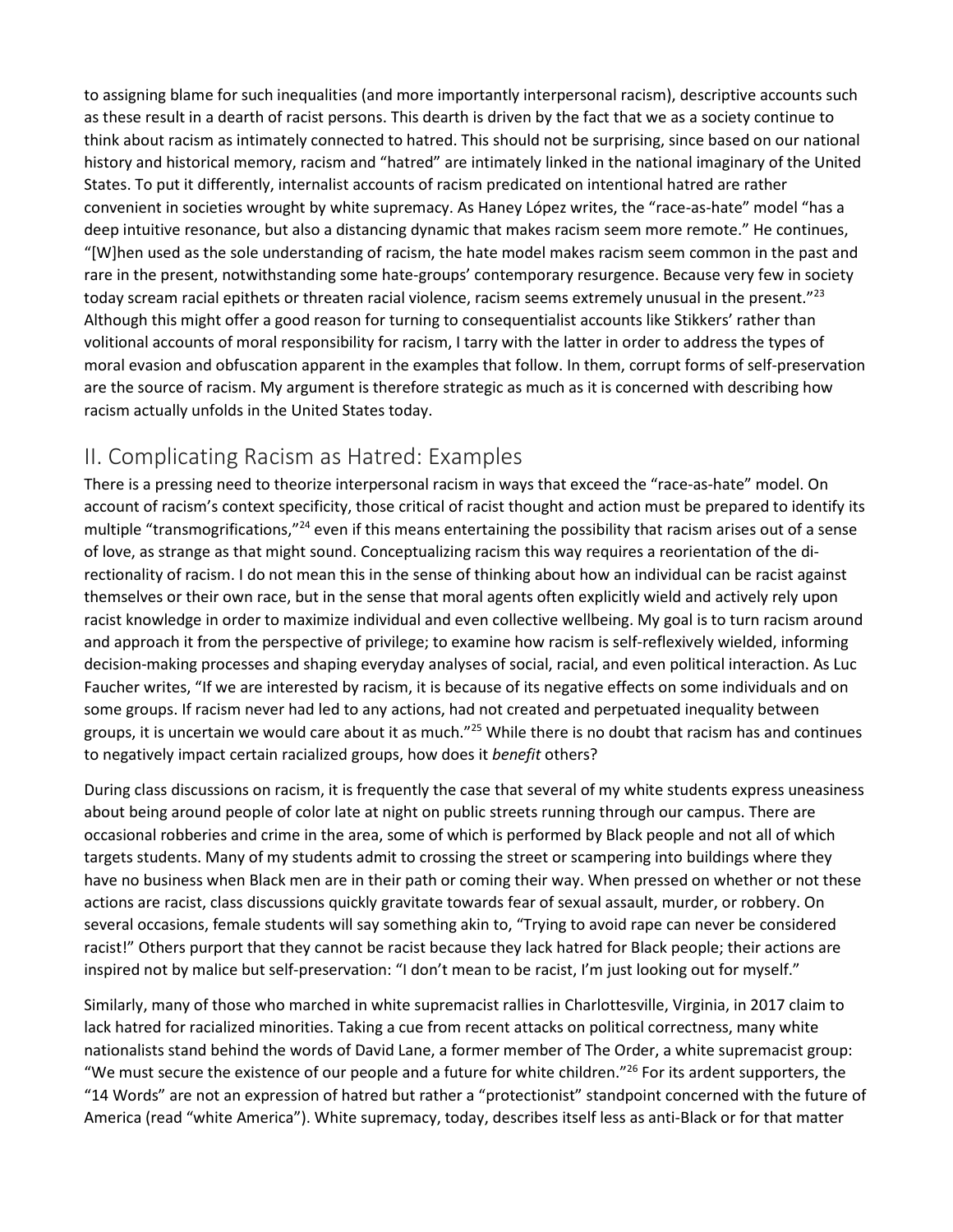to assigning blame for such inequalities (and more importantly interpersonal racism), descriptive accounts such as these result in a dearth of racist persons. This dearth is driven by the fact that we as a society continue to think about racism as intimately connected to hatred. This should not be surprising, since based on our national history and historical memory, racism and "hatred" are intimately linked in the national imaginary of the United States. To put it differently, internalist accounts of racism predicated on intentional hatred are rather convenient in societies wrought by white supremacy. As Haney López writes, the "race-as-hate" model "has a deep intuitive resonance, but also a distancing dynamic that makes racism seem more remote." He continues, "[W]hen used as the sole understanding of racism, the hate model makes racism seem common in the past and rare in the present, notwithstanding some hate-groups' contemporary resurgence. Because very few in society today scream racial epithets or threaten racial violence, racism seems extremely unusual in the present."[23] Although this might offer a good reason for turning to consequentialist accounts like Stikkers' rather than volitional accounts of moral responsibility for racism, I tarry with the latter in order to address the types of moral evasion and obfuscation apparent in the examples that follow. In them, corrupt forms of self-preservation are the source of racism. My argument is therefore strategic as much as it is concerned with describing how racism actually unfolds in the United States today.

## II. Complicating Racism as Hatred: Examples

There is a pressing need to theorize interpersonal racism in ways that exceed the "race-as-hate" model. On account of racism's context specificity, those critical of racist thought and action must be prepared to identify its multiple "transmogrifications,"[24] even if this means entertaining the possibility that racism arises out of a sense of love, as strange as that might sound. Conceptualizing racism this way requires a reorientation of the directionality of racism. I do not mean this in the sense of thinking about how an individual can be racist against themselves or their own race, but in the sense that moral agents often explicitly wield and actively rely upon racist knowledge in order to maximize individual and even collective wellbeing. My goal is to turn racism around and approach it from the perspective of privilege; to examine how racism is self-reflexively wielded, informing decision-making processes and shaping everyday analyses of social, racial, and even political interaction. As Luc Faucher writes, "If we are interested by racism, it is because of its negative effects on some individuals and on some groups. If racism never had led to any actions, had not created and perpetuated inequality between groups, it is uncertain we would care about it as much."[25] While there is no doubt that racism has and continues to negatively impact certain racialized groups, how does it *benefit* others?

During class discussions on racism, it is frequently the case that several of my white students express uneasiness about being around people of color late at night on public streets running through our campus. There are occasional robberies and crime in the area, some of which is performed by Black people and not all of which targets students. Many of my students admit to crossing the street or scampering into buildings where they have no business when Black men are in their path or coming their way. When pressed on whether or not these actions are racist, class discussions quickly gravitate towards fear of sexual assault, murder, or robbery. On several occasions, female students will say something akin to, "Trying to avoid rape can never be considered racist!" Others purport that they cannot be racist because they lack hatred for Black people; their actions are inspired not by malice but self-preservation: "I don't mean to be racist, I'm just looking out for myself."

Similarly, many of those who marched in white supremacist rallies in Charlottesville, Virginia, in 2017 claim to lack hatred for racialized minorities. Taking a cue from recent attacks on political correctness, many white nationalists stand behind the words of David Lane, a former member of The Order, a white supremacist group: "We must secure the existence of our people and a future for white children."[26] For its ardent supporters, the "14 Words" are not an expression of hatred but rather a "protectionist" standpoint concerned with the future of America (read "white America"). White supremacy, today, describes itself less as anti-Black or for that matter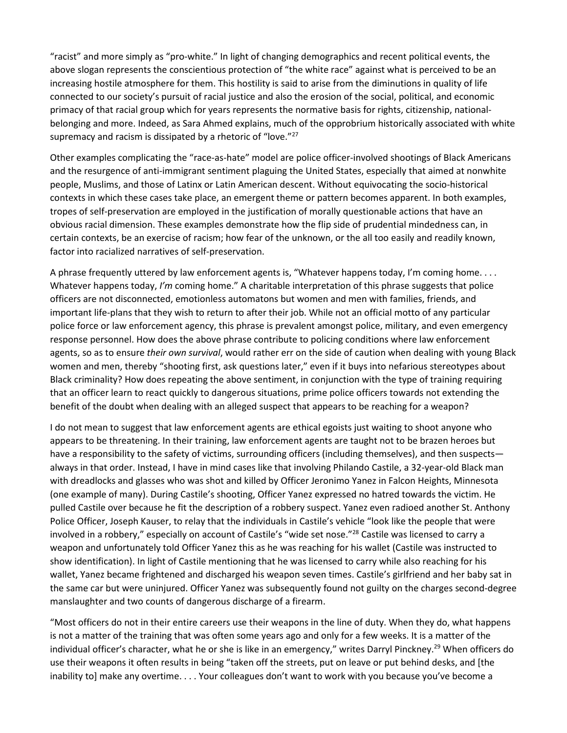"racist" and more simply as "pro-white." In light of changing demographics and recent political events, the above slogan represents the conscientious protection of "the white race" against what is perceived to be an increasing hostile atmosphere for them. This hostility is said to arise from the diminutions in quality of life connected to our society's pursuit of racial justice and also the erosion of the social, political, and economic primacy of that racial group which for years represents the normative basis for rights, citizenship, national-belonging and more. Indeed, as Sara Ahmed explains, much of the opprobrium historically associated with white supremacy and racism is dissipated by a rhetoric of "love."[27]

Other examples complicating the "race-as-hate" model are police officer-involved shootings of Black Americans and the resurgence of anti-immigrant sentiment plaguing the United States, especially that aimed at nonwhite people, Muslims, and those of Latinx or Latin American descent. Without equivocating the socio-historical contexts in which these cases take place, an emergent theme or pattern becomes apparent. In both examples, tropes of self-preservation are employed in the justification of morally questionable actions that have an obvious racial dimension. These examples demonstrate how the flip side of prudential mindedness can, in certain contexts, be an exercise of racism; how fear of the unknown, or the all too easily and readily known, factor into racialized narratives of self-preservation.

A phrase frequently uttered by law enforcement agents is, "Whatever happens today, I'm coming home. . . . Whatever happens today, *I'm* coming home." A charitable interpretation of this phrase suggests that police officers are not disconnected, emotionless automatons but women and men with families, friends, and important life-plans that they wish to return to after their job. While not an official motto of any particular police force or law enforcement agency, this phrase is prevalent amongst police, military, and even emergency response personnel. How does the above phrase contribute to policing conditions where law enforcement agents, so as to ensure *their own survival*, would rather err on the side of caution when dealing with young Black women and men, thereby "shooting first, ask questions later," even if it buys into nefarious stereotypes about Black criminality? How does repeating the above sentiment, in conjunction with the type of training requiring that an officer learn to react quickly to dangerous situations, prime police officers towards not extending the benefit of the doubt when dealing with an alleged suspect that appears to be reaching for a weapon?

I do not mean to suggest that law enforcement agents are ethical egoists just waiting to shoot anyone who appears to be threatening. In their training, law enforcement agents are taught not to be brazen heroes but have a responsibility to the safety of victims, surrounding officers (including themselves), and then suspects—always in that order. Instead, I have in mind cases like that involving Philando Castile, a 32-year-old Black man with dreadlocks and glasses who was shot and killed by Officer Jeronimo Yanez in Falcon Heights, Minnesota (one example of many). During Castile's shooting, Officer Yanez expressed no hatred towards the victim. He pulled Castile over because he fit the description of a robbery suspect. Yanez even radioed another St. Anthony Police Officer, Joseph Kauser, to relay that the individuals in Castile's vehicle "look like the people that were involved in a robbery," especially on account of Castile's "wide set nose."[28] Castile was licensed to carry a weapon and unfortunately told Officer Yanez this as he was reaching for his wallet (Castile was instructed to show identification). In light of Castile mentioning that he was licensed to carry while also reaching for his wallet, Yanez became frightened and discharged his weapon seven times. Castile's girlfriend and her baby sat in the same car but were uninjured. Officer Yanez was subsequently found not guilty on the charges second-degree manslaughter and two counts of dangerous discharge of a firearm.

"Most officers do not in their entire careers use their weapons in the line of duty. When they do, what happens is not a matter of the training that was often some years ago and only for a few weeks. It is a matter of the individual officer's character, what he or she is like in an emergency," writes Darryl Pinckney.[29] When officers do use their weapons it often results in being "taken off the streets, put on leave or put behind desks, and [the inability to] make any overtime. . . . Your colleagues don't want to work with you because you've become a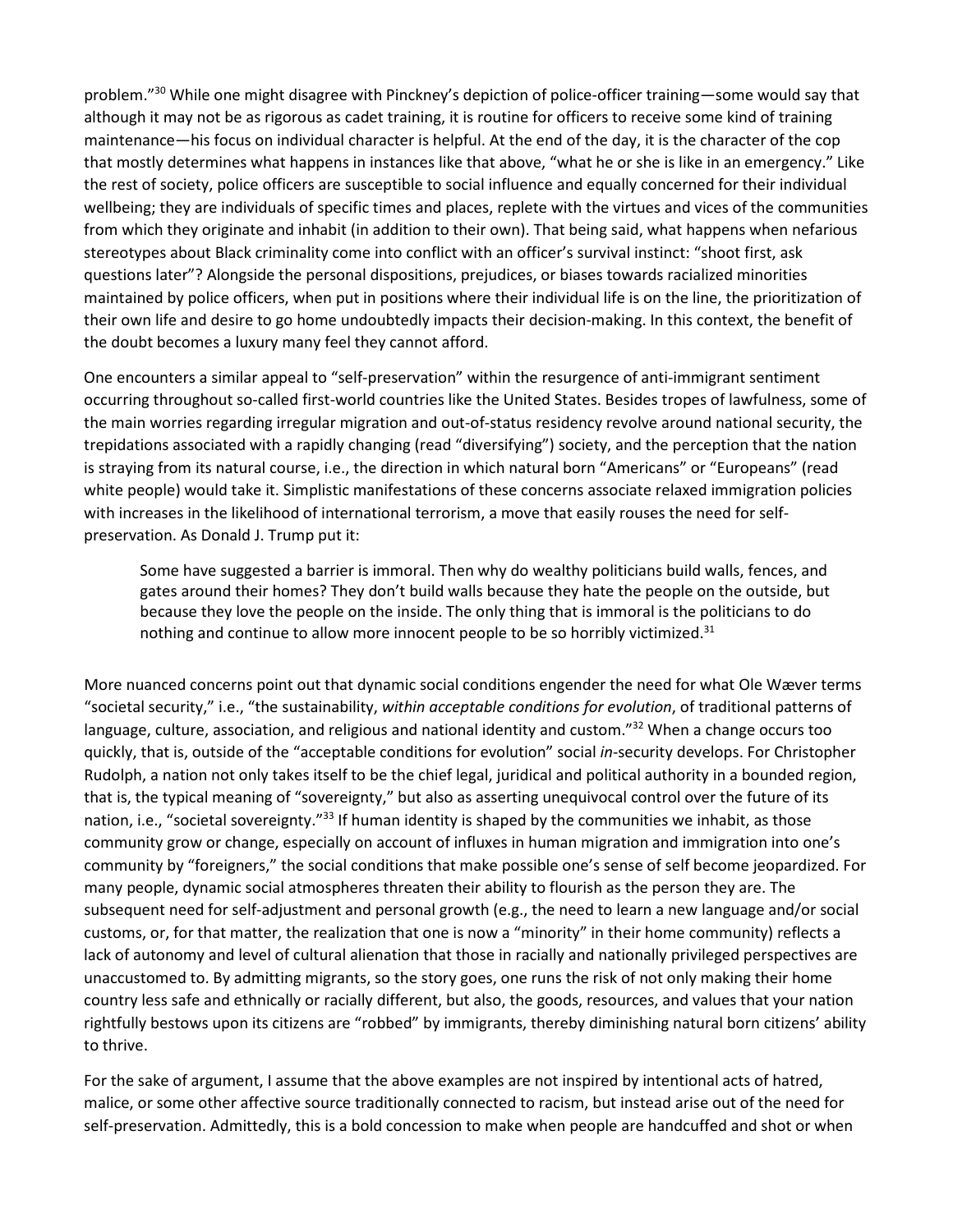problem."[30] While one might disagree with Pinckney's depiction of police-officer training—some would say that although it may not be as rigorous as cadet training, it is routine for officers to receive some kind of training maintenance—his focus on individual character is helpful. At the end of the day, it is the character of the cop that mostly determines what happens in instances like that above, "what he or she is like in an emergency." Like the rest of society, police officers are susceptible to social influence and equally concerned for their individual wellbeing; they are individuals of specific times and places, replete with the virtues and vices of the communities from which they originate and inhabit (in addition to their own). That being said, what happens when nefarious stereotypes about Black criminality come into conflict with an officer's survival instinct: "shoot first, ask questions later"? Alongside the personal dispositions, prejudices, or biases towards racialized minorities maintained by police officers, when put in positions where their individual life is on the line, the prioritization of their own life and desire to go home undoubtedly impacts their decision-making. In this context, the benefit of the doubt becomes a luxury many feel they cannot afford.

One encounters a similar appeal to "self-preservation" within the resurgence of anti-immigrant sentiment occurring throughout so-called first-world countries like the United States. Besides tropes of lawfulness, some of the main worries regarding irregular migration and out-of-status residency revolve around national security, the trepidations associated with a rapidly changing (read "diversifying") society, and the perception that the nation is straying from its natural course, i.e., the direction in which natural born "Americans" or "Europeans" (read white people) would take it. Simplistic manifestations of these concerns associate relaxed immigration policies with increases in the likelihood of international terrorism, a move that easily rouses the need for self-preservation. As Donald J. Trump put it:

> Some have suggested a barrier is immoral. Then why do wealthy politicians build walls, fences, and gates around their homes? They don't build walls because they hate the people on the outside, but because they love the people on the inside. The only thing that is immoral is the politicians to do nothing and continue to allow more innocent people to be so horribly victimized.[31]

More nuanced concerns point out that dynamic social conditions engender the need for what Ole Wæver terms "societal security," i.e., "the sustainability, *within acceptable conditions for evolution*, of traditional patterns of language, culture, association, and religious and national identity and custom."[32] When a change occurs too quickly, that is, outside of the "acceptable conditions for evolution" social *in*-security develops. For Christopher Rudolph, a nation not only takes itself to be the chief legal, juridical and political authority in a bounded region, that is, the typical meaning of "sovereignty," but also as asserting unequivocal control over the future of its nation, i.e., "societal sovereignty."[33] If human identity is shaped by the communities we inhabit, as those community grow or change, especially on account of influxes in human migration and immigration into one's community by "foreigners," the social conditions that make possible one's sense of self become jeopardized. For many people, dynamic social atmospheres threaten their ability to flourish as the person they are. The subsequent need for self-adjustment and personal growth (e.g., the need to learn a new language and/or social customs, or, for that matter, the realization that one is now a "minority" in their home community) reflects a lack of autonomy and level of cultural alienation that those in racially and nationally privileged perspectives are unaccustomed to. By admitting migrants, so the story goes, one runs the risk of not only making their home country less safe and ethnically or racially different, but also, the goods, resources, and values that your nation rightfully bestows upon its citizens are "robbed" by immigrants, thereby diminishing natural born citizens' ability to thrive.

For the sake of argument, I assume that the above examples are not inspired by intentional acts of hatred, malice, or some other affective source traditionally connected to racism, but instead arise out of the need for self-preservation. Admittedly, this is a bold concession to make when people are handcuffed and shot or when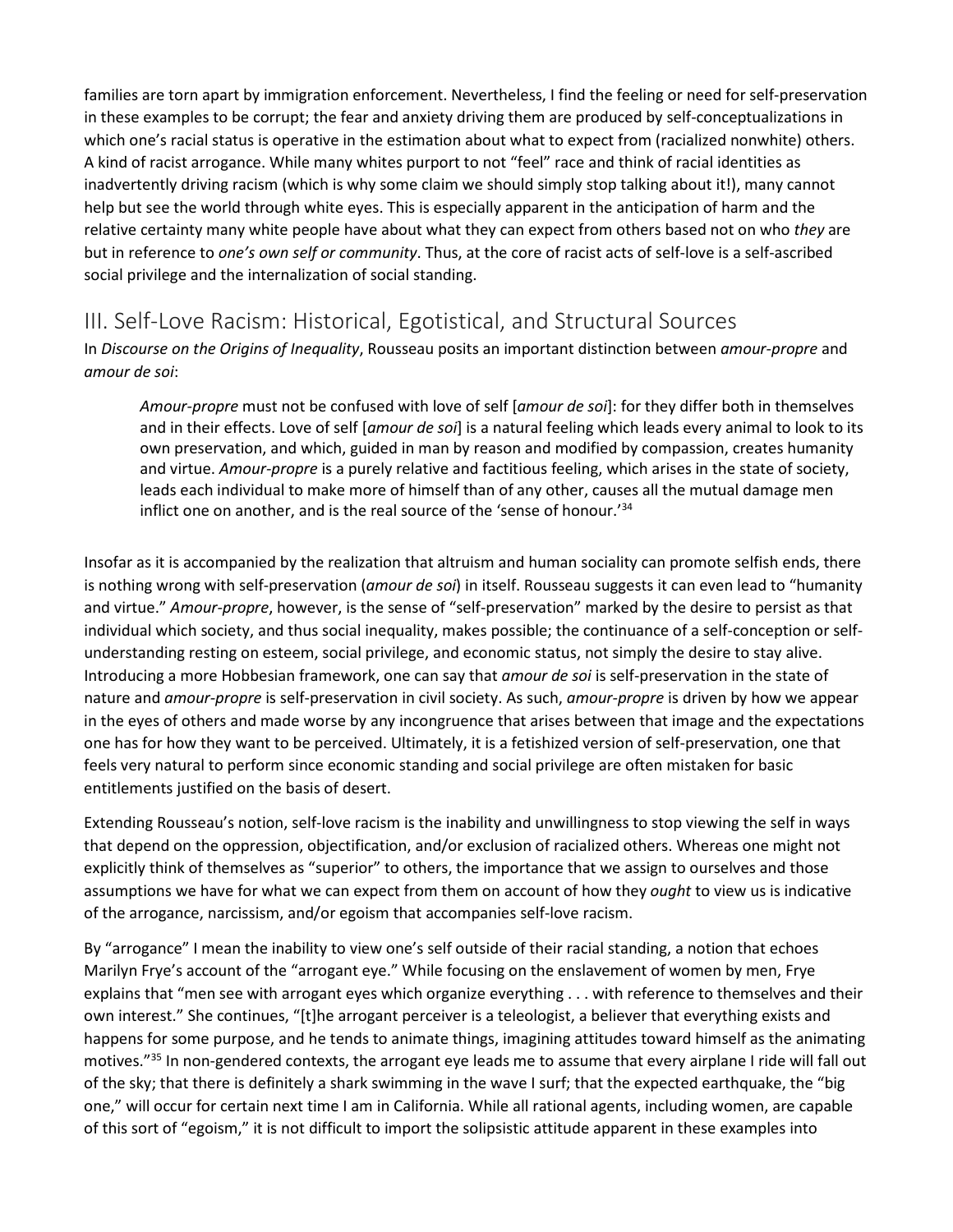families are torn apart by immigration enforcement. Nevertheless, I find the feeling or need for self-preservation in these examples to be corrupt; the fear and anxiety driving them are produced by self-conceptualizations in which one's racial status is operative in the estimation about what to expect from (racialized nonwhite) others. A kind of racist arrogance. While many whites purport to not "feel" race and think of racial identities as inadvertently driving racism (which is why some claim we should simply stop talking about it!), many cannot help but see the world through white eyes. This is especially apparent in the anticipation of harm and the relative certainty many white people have about what they can expect from others based not on who *they* are but in reference to *one's own self or community*. Thus, at the core of racist acts of self-love is a self-ascribed social privilege and the internalization of social standing.

## III. Self-Love Racism: Historical, Egotistical, and Structural Sources

In *Discourse on the Origins of Inequality*, Rousseau posits an important distinction between *amour-propre* and *amour de soi*:

> *Amour-propre* must not be confused with love of self [*amour de soi*]: for they differ both in themselves and in their effects. Love of self [*amour de soi*] is a natural feeling which leads every animal to look to its own preservation, and which, guided in man by reason and modified by compassion, creates humanity and virtue. *Amour-propre* is a purely relative and factitious feeling, which arises in the state of society, leads each individual to make more of himself than of any other, causes all the mutual damage men inflict one on another, and is the real source of the 'sense of honour.'[34]

Insofar as it is accompanied by the realization that altruism and human sociality can promote selfish ends, there is nothing wrong with self-preservation (*amour de soi*) in itself. Rousseau suggests it can even lead to "humanity and virtue." *Amour-propre*, however, is the sense of "self-preservation" marked by the desire to persist as that individual which society, and thus social inequality, makes possible; the continuance of a self-conception or self-understanding resting on esteem, social privilege, and economic status, not simply the desire to stay alive. Introducing a more Hobbesian framework, one can say that *amour de soi* is self-preservation in the state of nature and *amour-propre* is self-preservation in civil society. As such, *amour-propre* is driven by how we appear in the eyes of others and made worse by any incongruence that arises between that image and the expectations one has for how they want to be perceived. Ultimately, it is a fetishized version of self-preservation, one that feels very natural to perform since economic standing and social privilege are often mistaken for basic entitlements justified on the basis of desert.

Extending Rousseau's notion, self-love racism is the inability and unwillingness to stop viewing the self in ways that depend on the oppression, objectification, and/or exclusion of racialized others. Whereas one might not explicitly think of themselves as "superior" to others, the importance that we assign to ourselves and those assumptions we have for what we can expect from them on account of how they *ought* to view us is indicative of the arrogance, narcissism, and/or egoism that accompanies self-love racism.

By "arrogance" I mean the inability to view one's self outside of their racial standing, a notion that echoes Marilyn Frye's account of the "arrogant eye." While focusing on the enslavement of women by men, Frye explains that "men see with arrogant eyes which organize everything . . . with reference to themselves and their own interest." She continues, "[t]he arrogant perceiver is a teleologist, a believer that everything exists and happens for some purpose, and he tends to animate things, imagining attitudes toward himself as the animating motives."[35] In non-gendered contexts, the arrogant eye leads me to assume that every airplane I ride will fall out of the sky; that there is definitely a shark swimming in the wave I surf; that the expected earthquake, the "big one," will occur for certain next time I am in California. While all rational agents, including women, are capable of this sort of "egoism," it is not difficult to import the solipsistic attitude apparent in these examples into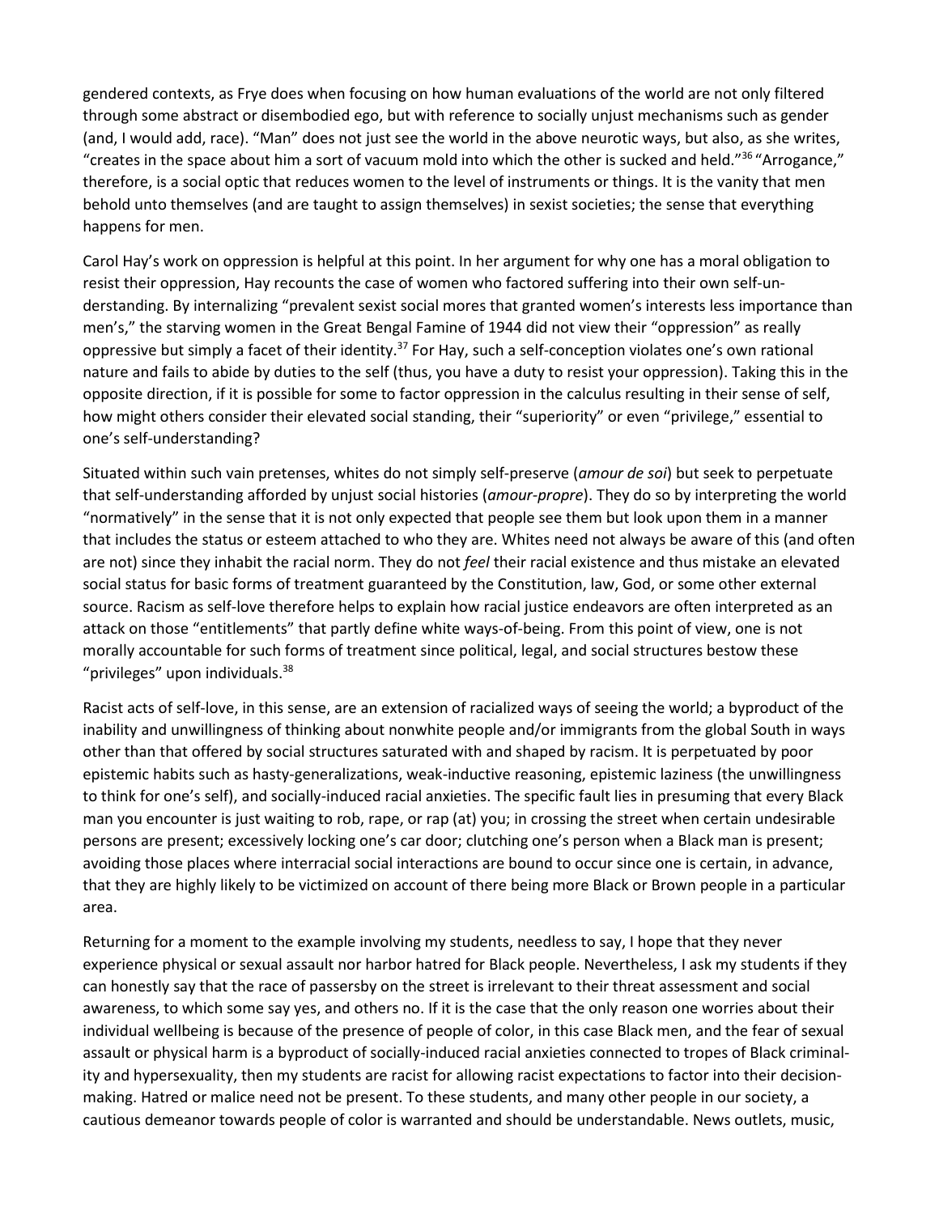gendered contexts, as Frye does when focusing on how human evaluations of the world are not only filtered through some abstract or disembodied ego, but with reference to socially unjust mechanisms such as gender (and, I would add, race). "Man" does not just see the world in the above neurotic ways, but also, as she writes, "creates in the space about him a sort of vacuum mold into which the other is sucked and held."[36] "Arrogance," therefore, is a social optic that reduces women to the level of instruments or things. It is the vanity that men behold unto themselves (and are taught to assign themselves) in sexist societies; the sense that everything happens for men.

Carol Hay's work on oppression is helpful at this point. In her argument for why one has a moral obligation to resist their oppression, Hay recounts the case of women who factored suffering into their own self-understanding. By internalizing "prevalent sexist social mores that granted women's interests less importance than men's," the starving women in the Great Bengal Famine of 1944 did not view their "oppression" as really oppressive but simply a facet of their identity.[37] For Hay, such a self-conception violates one's own rational nature and fails to abide by duties to the self (thus, you have a duty to resist your oppression). Taking this in the opposite direction, if it is possible for some to factor oppression in the calculus resulting in their sense of self, how might others consider their elevated social standing, their "superiority" or even "privilege," essential to one's self-understanding?

Situated within such vain pretenses, whites do not simply self-preserve (*amour de soi*) but seek to perpetuate that self-understanding afforded by unjust social histories (*amour-propre*). They do so by interpreting the world "normatively" in the sense that it is not only expected that people see them but look upon them in a manner that includes the status or esteem attached to who they are. Whites need not always be aware of this (and often are not) since they inhabit the racial norm. They do not *feel* their racial existence and thus mistake an elevated social status for basic forms of treatment guaranteed by the Constitution, law, God, or some other external source. Racism as self-love therefore helps to explain how racial justice endeavors are often interpreted as an attack on those "entitlements" that partly define white ways-of-being. From this point of view, one is not morally accountable for such forms of treatment since political, legal, and social structures bestow these "privileges" upon individuals.[38]

Racist acts of self-love, in this sense, are an extension of racialized ways of seeing the world; a byproduct of the inability and unwillingness of thinking about nonwhite people and/or immigrants from the global South in ways other than that offered by social structures saturated with and shaped by racism. It is perpetuated by poor epistemic habits such as hasty-generalizations, weak-inductive reasoning, epistemic laziness (the unwillingness to think for one's self), and socially-induced racial anxieties. The specific fault lies in presuming that every Black man you encounter is just waiting to rob, rape, or rap (at) you; in crossing the street when certain undesirable persons are present; excessively locking one's car door; clutching one's person when a Black man is present; avoiding those places where interracial social interactions are bound to occur since one is certain, in advance, that they are highly likely to be victimized on account of there being more Black or Brown people in a particular area.

Returning for a moment to the example involving my students, needless to say, I hope that they never experience physical or sexual assault nor harbor hatred for Black people. Nevertheless, I ask my students if they can honestly say that the race of passersby on the street is irrelevant to their threat assessment and social awareness, to which some say yes, and others no. If it is the case that the only reason one worries about their individual wellbeing is because of the presence of people of color, in this case Black men, and the fear of sexual assault or physical harm is a byproduct of socially-induced racial anxieties connected to tropes of Black criminality and hypersexuality, then my students are racist for allowing racist expectations to factor into their decision-making. Hatred or malice need not be present. To these students, and many other people in our society, a cautious demeanor towards people of color is warranted and should be understandable. News outlets, music,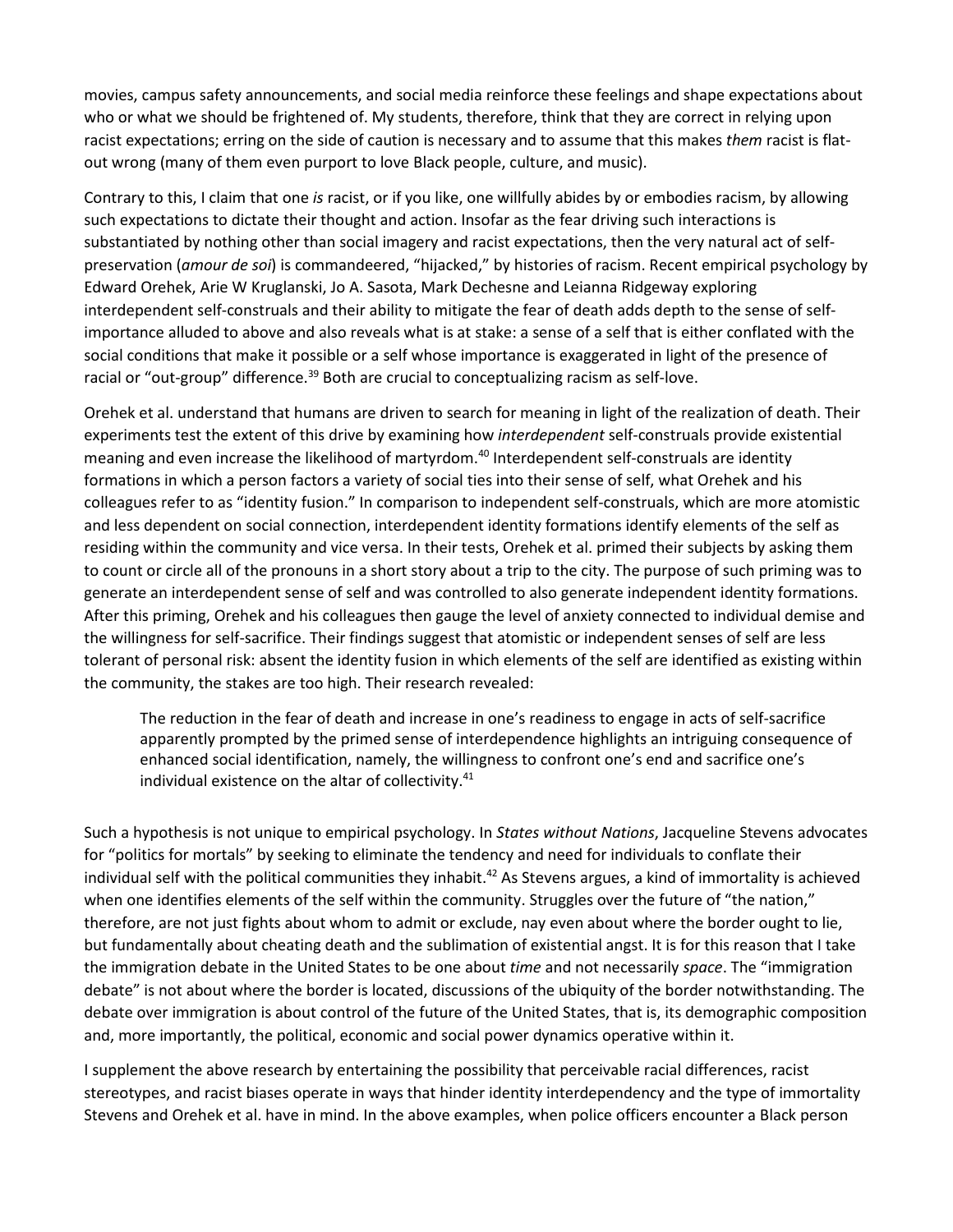movies, campus safety announcements, and social media reinforce these feelings and shape expectations about who or what we should be frightened of. My students, therefore, think that they are correct in relying upon racist expectations; erring on the side of caution is necessary and to assume that this makes *them* racist is flat-out wrong (many of them even purport to love Black people, culture, and music).

Contrary to this, I claim that one *is* racist, or if you like, one willfully abides by or embodies racism, by allowing such expectations to dictate their thought and action. Insofar as the fear driving such interactions is substantiated by nothing other than social imagery and racist expectations, then the very natural act of self-preservation (*amour de soi*) is commandeered, "hijacked," by histories of racism. Recent empirical psychology by Edward Orehek, Arie W Kruglanski, Jo A. Sasota, Mark Dechesne and Leianna Ridgeway exploring interdependent self-construals and their ability to mitigate the fear of death adds depth to the sense of self-importance alluded to above and also reveals what is at stake: a sense of a self that is either conflated with the social conditions that make it possible or a self whose importance is exaggerated in light of the presence of racial or "out-group" difference.[39] Both are crucial to conceptualizing racism as self-love.

Orehek et al. understand that humans are driven to search for meaning in light of the realization of death. Their experiments test the extent of this drive by examining how *interdependent* self-construals provide existential meaning and even increase the likelihood of martyrdom.[40] Interdependent self-construals are identity formations in which a person factors a variety of social ties into their sense of self, what Orehek and his colleagues refer to as "identity fusion." In comparison to independent self-construals, which are more atomistic and less dependent on social connection, interdependent identity formations identify elements of the self as residing within the community and vice versa. In their tests, Orehek et al. primed their subjects by asking them to count or circle all of the pronouns in a short story about a trip to the city. The purpose of such priming was to generate an interdependent sense of self and was controlled to also generate independent identity formations. After this priming, Orehek and his colleagues then gauge the level of anxiety connected to individual demise and the willingness for self-sacrifice. Their findings suggest that atomistic or independent senses of self are less tolerant of personal risk: absent the identity fusion in which elements of the self are identified as existing within the community, the stakes are too high. Their research revealed:

> The reduction in the fear of death and increase in one's readiness to engage in acts of self-sacrifice apparently prompted by the primed sense of interdependence highlights an intriguing consequence of enhanced social identification, namely, the willingness to confront one's end and sacrifice one's individual existence on the altar of collectivity.[41]

Such a hypothesis is not unique to empirical psychology. In *States without Nations*, Jacqueline Stevens advocates for "politics for mortals" by seeking to eliminate the tendency and need for individuals to conflate their individual self with the political communities they inhabit.[42] As Stevens argues, a kind of immortality is achieved when one identifies elements of the self within the community. Struggles over the future of "the nation," therefore, are not just fights about whom to admit or exclude, nay even about where the border ought to lie, but fundamentally about cheating death and the sublimation of existential angst. It is for this reason that I take the immigration debate in the United States to be one about *time* and not necessarily *space*. The "immigration debate" is not about where the border is located, discussions of the ubiquity of the border notwithstanding. The debate over immigration is about control of the future of the United States, that is, its demographic composition and, more importantly, the political, economic and social power dynamics operative within it.

I supplement the above research by entertaining the possibility that perceivable racial differences, racist stereotypes, and racist biases operate in ways that hinder identity interdependency and the type of immortality Stevens and Orehek et al. have in mind. In the above examples, when police officers encounter a Black person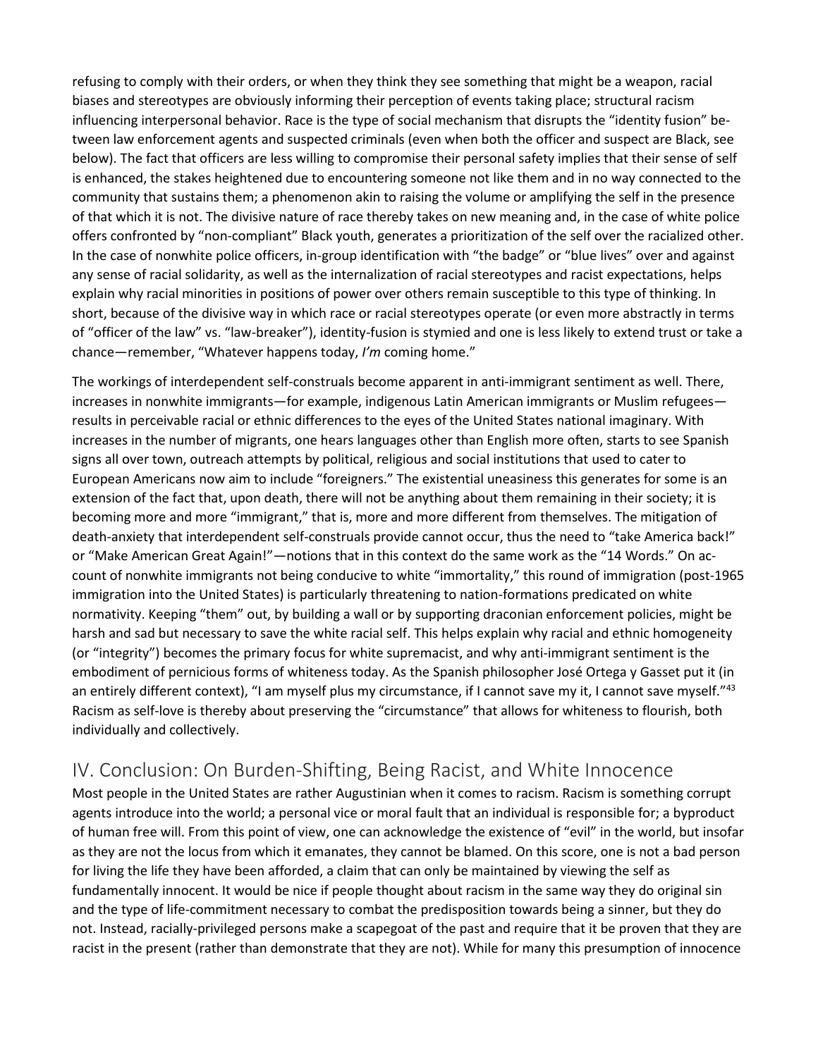refusing to comply with their orders, or when they think they see something that might be a weapon, racial biases and stereotypes are obviously informing their perception of events taking place; structural racism influencing interpersonal behavior. Race is the type of social mechanism that disrupts the "identity fusion" between law enforcement agents and suspected criminals (even when both the officer and suspect are Black, see below). The fact that officers are less willing to compromise their personal safety implies that their sense of self is enhanced, the stakes heightened due to encountering someone not like them and in no way connected to the community that sustains them; a phenomenon akin to raising the volume or amplifying the self in the presence of that which it is not. The divisive nature of race thereby takes on new meaning and, in the case of white police offers confronted by "non-compliant" Black youth, generates a prioritization of the self over the racialized other. In the case of nonwhite police officers, in-group identification with "the badge" or "blue lives" over and against any sense of racial solidarity, as well as the internalization of racial stereotypes and racist expectations, helps explain why racial minorities in positions of power over others remain susceptible to this type of thinking. In short, because of the divisive way in which race or racial stereotypes operate (or even more abstractly in terms of "officer of the law" vs. "law-breaker"), identity-fusion is stymied and one is less likely to extend trust or take a chance—remember, "Whatever happens today, *I'm* coming home."

The workings of interdependent self-construals become apparent in anti-immigrant sentiment as well. There, increases in nonwhite immigrants—for example, indigenous Latin American immigrants or Muslim refugees—results in perceivable racial or ethnic differences to the eyes of the United States national imaginary. With increases in the number of migrants, one hears languages other than English more often, starts to see Spanish signs all over town, outreach attempts by political, religious and social institutions that used to cater to European Americans now aim to include "foreigners." The existential uneasiness this generates for some is an extension of the fact that, upon death, there will not be anything about them remaining in their society; it is becoming more and more "immigrant," that is, more and more different from themselves. The mitigation of death-anxiety that interdependent self-construals provide cannot occur, thus the need to "take America back!" or "Make American Great Again!"—notions that in this context do the same work as the "14 Words." On account of nonwhite immigrants not being conducive to white "immortality," this round of immigration (post-1965 immigration into the United States) is particularly threatening to nation-formations predicated on white normativity. Keeping "them" out, by building a wall or by supporting draconian enforcement policies, might be harsh and sad but necessary to save the white racial self. This helps explain why racial and ethnic homogeneity (or "integrity") becomes the primary focus for white supremacist, and why anti-immigrant sentiment is the embodiment of pernicious forms of whiteness today. As the Spanish philosopher José Ortega y Gasset put it (in an entirely different context), "I am myself plus my circumstance, if I cannot save my it, I cannot save myself."[43] Racism as self-love is thereby about preserving the "circumstance" that allows for whiteness to flourish, both individually and collectively.

## IV. Conclusion: On Burden-Shifting, Being Racist, and White Innocence

Most people in the United States are rather Augustinian when it comes to racism. Racism is something corrupt agents introduce into the world; a personal vice or moral fault that an individual is responsible for; a byproduct of human free will. From this point of view, one can acknowledge the existence of "evil" in the world, but insofar as they are not the locus from which it emanates, they cannot be blamed. On this score, one is not a bad person for living the life they have been afforded, a claim that can only be maintained by viewing the self as fundamentally innocent. It would be nice if people thought about racism in the same way they do original sin and the type of life-commitment necessary to combat the predisposition towards being a sinner, but they do not. Instead, racially-privileged persons make a scapegoat of the past and require that it be proven that they are racist in the present (rather than demonstrate that they are not). While for many this presumption of innocence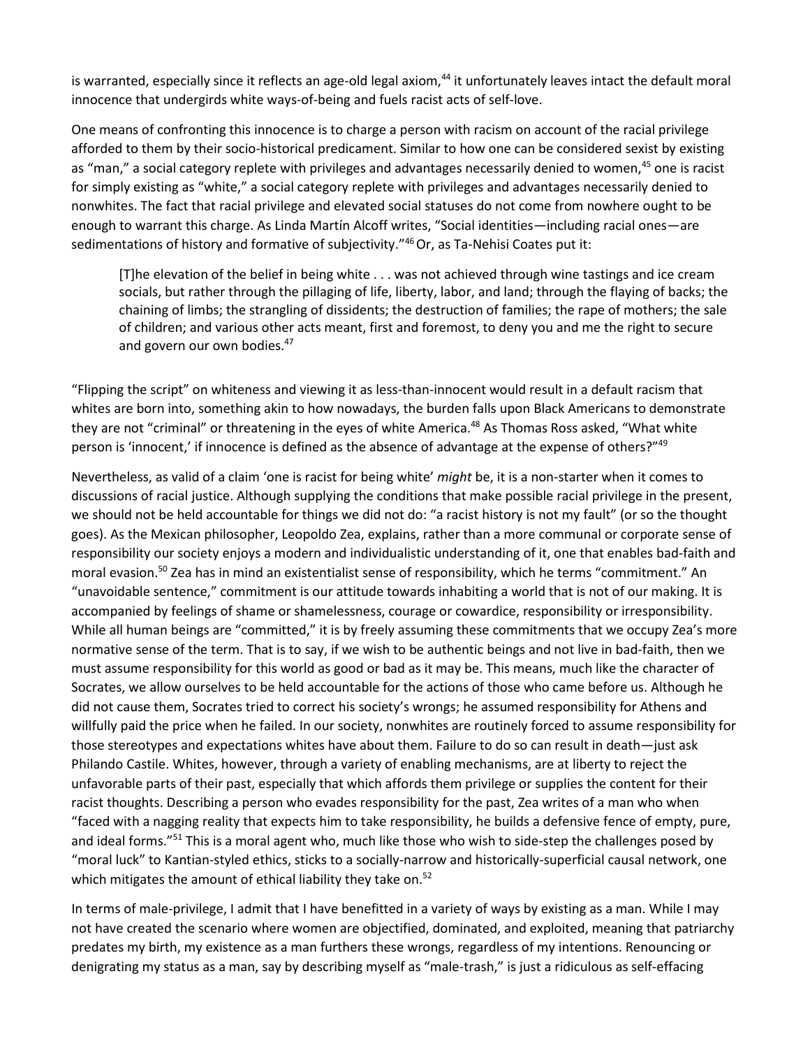is warranted, especially since it reflects an age-old legal axiom,[44] it unfortunately leaves intact the default moral innocence that undergirds white ways-of-being and fuels racist acts of self-love.

One means of confronting this innocence is to charge a person with racism on account of the racial privilege afforded to them by their socio-historical predicament. Similar to how one can be considered sexist by existing as "man," a social category replete with privileges and advantages necessarily denied to women,[45] one is racist for simply existing as "white," a social category replete with privileges and advantages necessarily denied to nonwhites. The fact that racial privilege and elevated social statuses do not come from nowhere ought to be enough to warrant this charge. As Linda Martín Alcoff writes, "Social identities—including racial ones—are sedimentations of history and formative of subjectivity."[46] Or, as Ta-Nehisi Coates put it:

> [T]he elevation of the belief in being white . . . was not achieved through wine tastings and ice cream socials, but rather through the pillaging of life, liberty, labor, and land; through the flaying of backs; the chaining of limbs; the strangling of dissidents; the destruction of families; the rape of mothers; the sale of children; and various other acts meant, first and foremost, to deny you and me the right to secure and govern our own bodies.[47]

"Flipping the script" on whiteness and viewing it as less-than-innocent would result in a default racism that whites are born into, something akin to how nowadays, the burden falls upon Black Americans to demonstrate they are not "criminal" or threatening in the eyes of white America.[48] As Thomas Ross asked, "What white person is 'innocent,' if innocence is defined as the absence of advantage at the expense of others?"[49]

Nevertheless, as valid of a claim 'one is racist for being white' *might* be, it is a non-starter when it comes to discussions of racial justice. Although supplying the conditions that make possible racial privilege in the present, we should not be held accountable for things we did not do: "a racist history is not my fault" (or so the thought goes). As the Mexican philosopher, Leopoldo Zea, explains, rather than a more communal or corporate sense of responsibility our society enjoys a modern and individualistic understanding of it, one that enables bad-faith and moral evasion.[50] Zea has in mind an existentialist sense of responsibility, which he terms "commitment." An "unavoidable sentence," commitment is our attitude towards inhabiting a world that is not of our making. It is accompanied by feelings of shame or shamelessness, courage or cowardice, responsibility or irresponsibility. While all human beings are "committed," it is by freely assuming these commitments that we occupy Zea's more normative sense of the term. That is to say, if we wish to be authentic beings and not live in bad-faith, then we must assume responsibility for this world as good or bad as it may be. This means, much like the character of Socrates, we allow ourselves to be held accountable for the actions of those who came before us. Although he did not cause them, Socrates tried to correct his society's wrongs; he assumed responsibility for Athens and willfully paid the price when he failed. In our society, nonwhites are routinely forced to assume responsibility for those stereotypes and expectations whites have about them. Failure to do so can result in death—just ask Philando Castile. Whites, however, through a variety of enabling mechanisms, are at liberty to reject the unfavorable parts of their past, especially that which affords them privilege or supplies the content for their racist thoughts. Describing a person who evades responsibility for the past, Zea writes of a man who when "faced with a nagging reality that expects him to take responsibility, he builds a defensive fence of empty, pure, and ideal forms."[51] This is a moral agent who, much like those who wish to side-step the challenges posed by "moral luck" to Kantian-styled ethics, sticks to a socially-narrow and historically-superficial causal network, one which mitigates the amount of ethical liability they take on.[52]

In terms of male-privilege, I admit that I have benefitted in a variety of ways by existing as a man. While I may not have created the scenario where women are objectified, dominated, and exploited, meaning that patriarchy predates my birth, my existence as a man furthers these wrongs, regardless of my intentions. Renouncing or denigrating my status as a man, say by describing myself as "male-trash," is just a ridiculous as self-effacing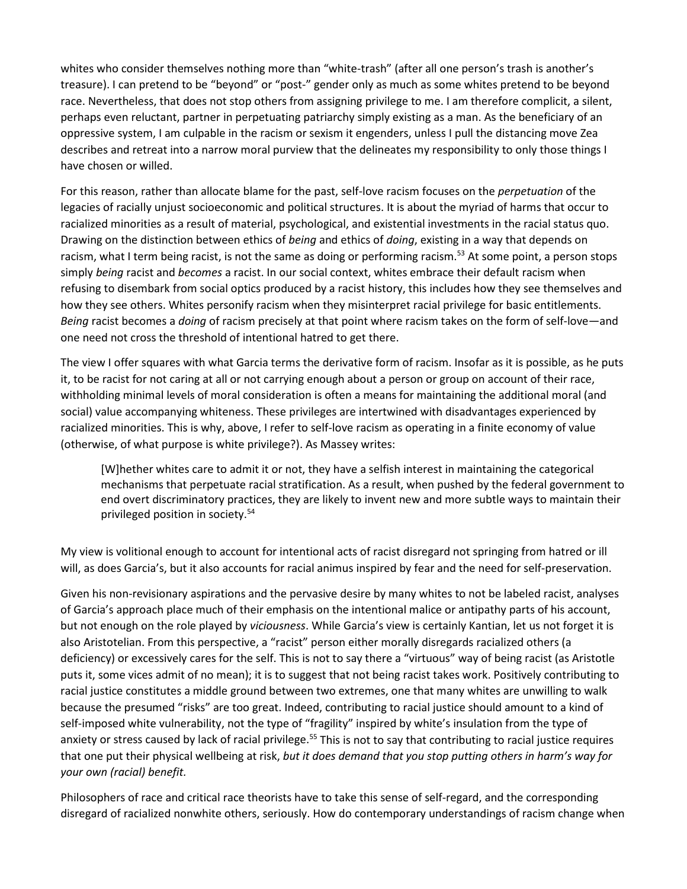whites who consider themselves nothing more than "white-trash" (after all one person's trash is another's treasure). I can pretend to be "beyond" or "post-" gender only as much as some whites pretend to be beyond race. Nevertheless, that does not stop others from assigning privilege to me. I am therefore complicit, a silent, perhaps even reluctant, partner in perpetuating patriarchy simply existing as a man. As the beneficiary of an oppressive system, I am culpable in the racism or sexism it engenders, unless I pull the distancing move Zea describes and retreat into a narrow moral purview that the delineates my responsibility to only those things I have chosen or willed.

For this reason, rather than allocate blame for the past, self-love racism focuses on the *perpetuation* of the legacies of racially unjust socioeconomic and political structures. It is about the myriad of harms that occur to racialized minorities as a result of material, psychological, and existential investments in the racial status quo. Drawing on the distinction between ethics of *being* and ethics of *doing*, existing in a way that depends on racism, what I term being racist, is not the same as doing or performing racism.[53] At some point, a person stops simply *being* racist and *becomes* a racist. In our social context, whites embrace their default racism when refusing to disembark from social optics produced by a racist history, this includes how they see themselves and how they see others. Whites personify racism when they misinterpret racial privilege for basic entitlements. *Being* racist becomes a *doing* of racism precisely at that point where racism takes on the form of self-love—and one need not cross the threshold of intentional hatred to get there.

The view I offer squares with what Garcia terms the derivative form of racism. Insofar as it is possible, as he puts it, to be racist for not caring at all or not carrying enough about a person or group on account of their race, withholding minimal levels of moral consideration is often a means for maintaining the additional moral (and social) value accompanying whiteness. These privileges are intertwined with disadvantages experienced by racialized minorities. This is why, above, I refer to self-love racism as operating in a finite economy of value (otherwise, of what purpose is white privilege?). As Massey writes:

> [W]hether whites care to admit it or not, they have a selfish interest in maintaining the categorical mechanisms that perpetuate racial stratification. As a result, when pushed by the federal government to end overt discriminatory practices, they are likely to invent new and more subtle ways to maintain their privileged position in society.[54]

My view is volitional enough to account for intentional acts of racist disregard not springing from hatred or ill will, as does Garcia's, but it also accounts for racial animus inspired by fear and the need for self-preservation.

Given his non-revisionary aspirations and the pervasive desire by many whites to not be labeled racist, analyses of Garcia's approach place much of their emphasis on the intentional malice or antipathy parts of his account, but not enough on the role played by *viciousness*. While Garcia's view is certainly Kantian, let us not forget it is also Aristotelian. From this perspective, a "racist" person either morally disregards racialized others (a deficiency) or excessively cares for the self. This is not to say there a "virtuous" way of being racist (as Aristotle puts it, some vices admit of no mean); it is to suggest that not being racist takes work. Positively contributing to racial justice constitutes a middle ground between two extremes, one that many whites are unwilling to walk because the presumed "risks" are too great. Indeed, contributing to racial justice should amount to a kind of self-imposed white vulnerability, not the type of "fragility" inspired by white's insulation from the type of anxiety or stress caused by lack of racial privilege.[55] This is not to say that contributing to racial justice requires that one put their physical wellbeing at risk, *but it does demand that you stop putting others in harm's way for your own (racial) benefit.*

Philosophers of race and critical race theorists have to take this sense of self-regard, and the corresponding disregard of racialized nonwhite others, seriously. How do contemporary understandings of racism change when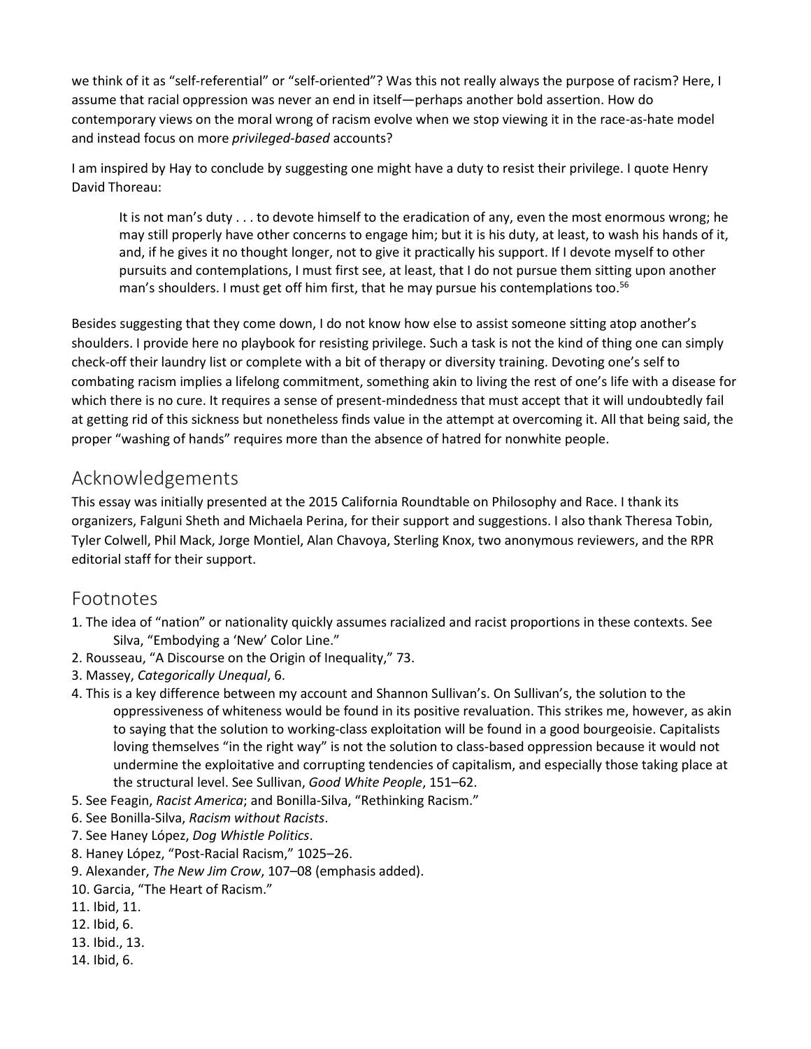we think of it as "self-referential" or "self-oriented"? Was this not really always the purpose of racism? Here, I assume that racial oppression was never an end in itself—perhaps another bold assertion. How do contemporary views on the moral wrong of racism evolve when we stop viewing it in the race-as-hate model and instead focus on more *privileged-based* accounts?

I am inspired by Hay to conclude by suggesting one might have a duty to resist their privilege. I quote Henry David Thoreau:

> It is not man's duty . . . to devote himself to the eradication of any, even the most enormous wrong; he may still properly have other concerns to engage him; but it is his duty, at least, to wash his hands of it, and, if he gives it no thought longer, not to give it practically his support. If I devote myself to other pursuits and contemplations, I must first see, at least, that I do not pursue them sitting upon another man's shoulders. I must get off him first, that he may pursue his contemplations too.[56]

Besides suggesting that they come down, I do not know how else to assist someone sitting atop another's shoulders. I provide here no playbook for resisting privilege. Such a task is not the kind of thing one can simply check-off their laundry list or complete with a bit of therapy or diversity training. Devoting one's self to combating racism implies a lifelong commitment, something akin to living the rest of one's life with a disease for which there is no cure. It requires a sense of present-mindedness that must accept that it will undoubtedly fail at getting rid of this sickness but nonetheless finds value in the attempt at overcoming it. All that being said, the proper "washing of hands" requires more than the absence of hatred for nonwhite people.

## Acknowledgements

This essay was initially presented at the 2015 California Roundtable on Philosophy and Race. I thank its organizers, Falguni Sheth and Michaela Perina, for their support and suggestions. I also thank Theresa Tobin, Tyler Colwell, Phil Mack, Jorge Montiel, Alan Chavoya, Sterling Knox, two anonymous reviewers, and the RPR editorial staff for their support.

## Footnotes

1. The idea of "nation" or nationality quickly assumes racialized and racist proportions in these contexts. See Silva, "Embodying a 'New' Color Line."
2. Rousseau, "A Discourse on the Origin of Inequality," 73.
3. Massey, *Categorically Unequal*, 6.
4. This is a key difference between my account and Shannon Sullivan's. On Sullivan's, the solution to the oppressiveness of whiteness would be found in its positive revaluation. This strikes me, however, as akin to saying that the solution to working-class exploitation will be found in a good bourgeoisie. Capitalists loving themselves "in the right way" is not the solution to class-based oppression because it would not undermine the exploitative and corrupting tendencies of capitalism, and especially those taking place at the structural level. See Sullivan, *Good White People*, 151–62.
5. See Feagin, *Racist America*; and Bonilla-Silva, "Rethinking Racism."
6. See Bonilla-Silva, *Racism without Racists*.
7. See Haney López, *Dog Whistle Politics*.
8. Haney López, "Post-Racial Racism," 1025–26.
9. Alexander, *The New Jim Crow*, 107–08 (emphasis added).
10. Garcia, "The Heart of Racism."
11. Ibid, 11.
12. Ibid, 6.
13. Ibid., 13.
14. Ibid, 6.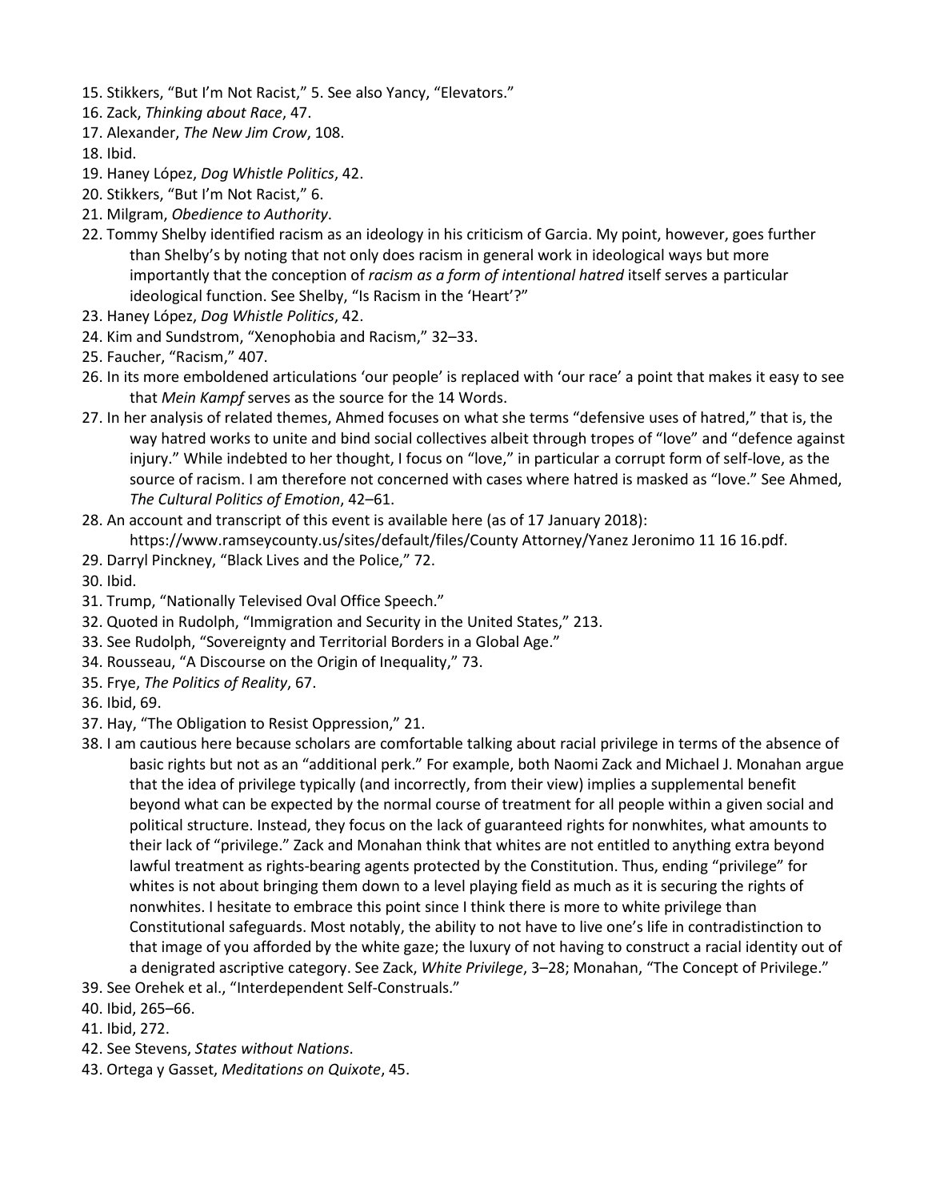15. Stikkers, "But I'm Not Racist," 5. See also Yancy, "Elevators."
16. Zack, *Thinking about Race*, 47.
17. Alexander, *The New Jim Crow*, 108.
18. Ibid.
19. Haney López, *Dog Whistle Politics*, 42.
20. Stikkers, "But I'm Not Racist," 6.
21. Milgram, *Obedience to Authority*.
22. Tommy Shelby identified racism as an ideology in his criticism of Garcia. My point, however, goes further than Shelby's by noting that not only does racism in general work in ideological ways but more importantly that the conception of *racism as a form of intentional hatred* itself serves a particular ideological function. See Shelby, "Is Racism in the 'Heart'?"
23. Haney López, *Dog Whistle Politics*, 42.
24. Kim and Sundstrom, "Xenophobia and Racism," 32–33.
25. Faucher, "Racism," 407.
26. In its more emboldened articulations 'our people' is replaced with 'our race' a point that makes it easy to see that *Mein Kampf* serves as the source for the 14 Words.
27. In her analysis of related themes, Ahmed focuses on what she terms "defensive uses of hatred," that is, the way hatred works to unite and bind social collectives albeit through tropes of "love" and "defence against injury." While indebted to her thought, I focus on "love," in particular a corrupt form of self-love, as the source of racism. I am therefore not concerned with cases where hatred is masked as "love." See Ahmed, *The Cultural Politics of Emotion*, 42–61.
28. An account and transcript of this event is available here (as of 17 January 2018): https://www.ramseycounty.us/sites/default/files/County Attorney/Yanez Jeronimo 11 16 16.pdf.
29. Darryl Pinckney, "Black Lives and the Police," 72.
30. Ibid.
31. Trump, "Nationally Televised Oval Office Speech."
32. Quoted in Rudolph, "Immigration and Security in the United States," 213.
33. See Rudolph, "Sovereignty and Territorial Borders in a Global Age."
34. Rousseau, "A Discourse on the Origin of Inequality," 73.
35. Frye, *The Politics of Reality*, 67.
36. Ibid, 69.
37. Hay, "The Obligation to Resist Oppression," 21.
38. I am cautious here because scholars are comfortable talking about racial privilege in terms of the absence of basic rights but not as an "additional perk." For example, both Naomi Zack and Michael J. Monahan argue that the idea of privilege typically (and incorrectly, from their view) implies a supplemental benefit beyond what can be expected by the normal course of treatment for all people within a given social and political structure. Instead, they focus on the lack of guaranteed rights for nonwhites, what amounts to their lack of "privilege." Zack and Monahan think that whites are not entitled to anything extra beyond lawful treatment as rights-bearing agents protected by the Constitution. Thus, ending "privilege" for whites is not about bringing them down to a level playing field as much as it is securing the rights of nonwhites. I hesitate to embrace this point since I think there is more to white privilege than Constitutional safeguards. Most notably, the ability to not have to live one's life in contradistinction to that image of you afforded by the white gaze; the luxury of not having to construct a racial identity out of a denigrated ascriptive category. See Zack, *White Privilege*, 3–28; Monahan, "The Concept of Privilege."
39. See Orehek et al., "Interdependent Self-Construals."
40. Ibid, 265–66.
41. Ibid, 272.
42. See Stevens, *States without Nations*.
43. Ortega y Gasset, *Meditations on Quixote*, 45.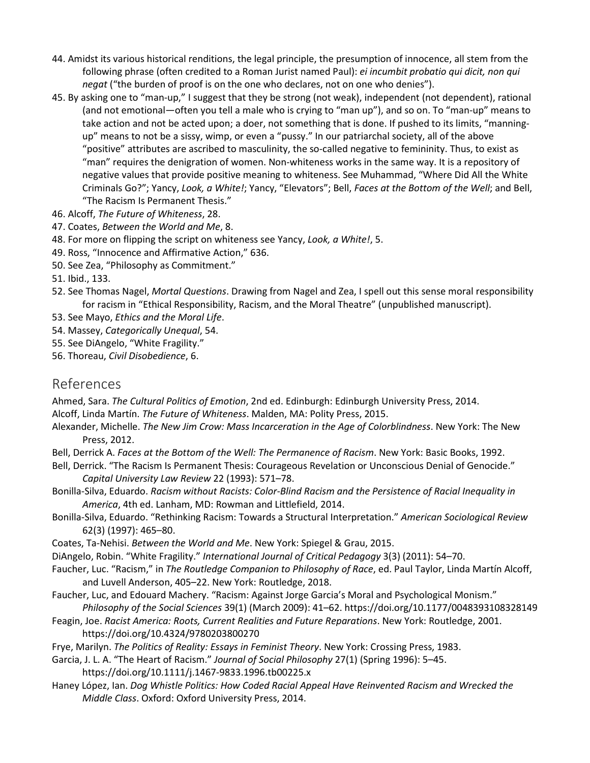44. Amidst its various historical renditions, the legal principle, the presumption of innocence, all stem from the following phrase (often credited to a Roman Jurist named Paul): *ei incumbit probatio qui dicit, non qui negat* ("the burden of proof is on the one who declares, not on one who denies").
45. By asking one to "man-up," I suggest that they be strong (not weak), independent (not dependent), rational (and not emotional—often you tell a male who is crying to "man up"), and so on. To "man-up" means to take action and not be acted upon; a doer, not something that is done. If pushed to its limits, "manning-up" means to not be a sissy, wimp, or even a "pussy." In our patriarchal society, all of the above "positive" attributes are ascribed to masculinity, the so-called negative to femininity. Thus, to exist as "man" requires the denigration of women. Non-whiteness works in the same way. It is a repository of negative values that provide positive meaning to whiteness. See Muhammad, "Where Did All the White Criminals Go?"; Yancy, *Look, a White!*; Yancy, "Elevators"; Bell, *Faces at the Bottom of the Well*; and Bell, "The Racism Is Permanent Thesis."
46. Alcoff, *The Future of Whiteness*, 28.
47. Coates, *Between the World and Me*, 8.
48. For more on flipping the script on whiteness see Yancy, *Look, a White!*, 5.
49. Ross, "Innocence and Affirmative Action," 636.
50. See Zea, "Philosophy as Commitment."
51. Ibid., 133.
52. See Thomas Nagel, *Mortal Questions*. Drawing from Nagel and Zea, I spell out this sense moral responsibility for racism in "Ethical Responsibility, Racism, and the Moral Theatre" (unpublished manuscript).
53. See Mayo, *Ethics and the Moral Life*.
54. Massey, *Categorically Unequal*, 54.
55. See DiAngelo, "White Fragility."
56. Thoreau, *Civil Disobedience*, 6.

## References

Ahmed, Sara. *The Cultural Politics of Emotion*, 2nd ed. Edinburgh: Edinburgh University Press, 2014.

Alcoff, Linda Martín. *The Future of Whiteness*. Malden, MA: Polity Press, 2015.

Alexander, Michelle. *The New Jim Crow: Mass Incarceration in the Age of Colorblindness*. New York: The New Press, 2012.

Bell, Derrick A. *Faces at the Bottom of the Well: The Permanence of Racism*. New York: Basic Books, 1992.

Bell, Derrick. "The Racism Is Permanent Thesis: Courageous Revelation or Unconscious Denial of Genocide." *Capital University Law Review* 22 (1993): 571–78.

Bonilla-Silva, Eduardo. *Racism without Racists: Color-Blind Racism and the Persistence of Racial Inequality in America*, 4th ed. Lanham, MD: Rowman and Littlefield, 2014.

Bonilla-Silva, Eduardo. "Rethinking Racism: Towards a Structural Interpretation." *American Sociological Review* 62(3) (1997): 465–80.

Coates, Ta-Nehisi. *Between the World and Me*. New York: Spiegel & Grau, 2015.

DiAngelo, Robin. "White Fragility." *International Journal of Critical Pedagogy* 3(3) (2011): 54–70.

Faucher, Luc. "Racism," in *The Routledge Companion to Philosophy of Race*, ed. Paul Taylor, Linda Martín Alcoff, and Luvell Anderson, 405–22. New York: Routledge, 2018.

Faucher, Luc, and Edouard Machery. "Racism: Against Jorge Garcia's Moral and Psychological Monism." *Philosophy of the Social Sciences* 39(1) (March 2009): 41–62. https://doi.org/10.1177/0048393108328149

Feagin, Joe. *Racist America: Roots, Current Realities and Future Reparations*. New York: Routledge, 2001. https://doi.org/10.4324/9780203800270

Frye, Marilyn. *The Politics of Reality: Essays in Feminist Theory*. New York: Crossing Press, 1983.

Garcia, J. L. A. "The Heart of Racism." *Journal of Social Philosophy* 27(1) (Spring 1996): 5–45. https://doi.org/10.1111/j.1467-9833.1996.tb00225.x

Haney López, Ian. *Dog Whistle Politics: How Coded Racial Appeal Have Reinvented Racism and Wrecked the Middle Class*. Oxford: Oxford University Press, 2014.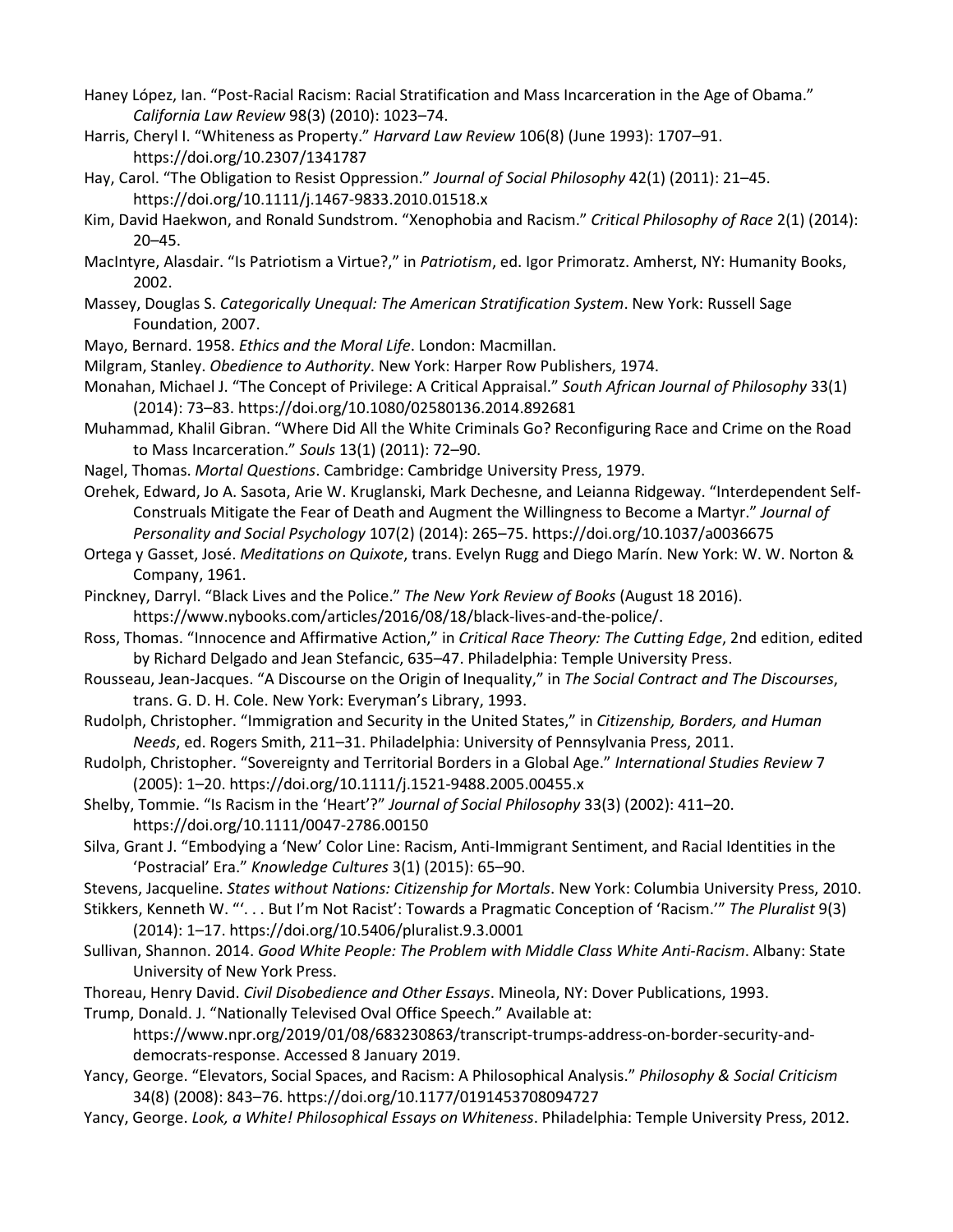Haney López, Ian. "Post-Racial Racism: Racial Stratification and Mass Incarceration in the Age of Obama." *California Law Review* 98(3) (2010): 1023–74.

Harris, Cheryl I. "Whiteness as Property." *Harvard Law Review* 106(8) (June 1993): 1707–91. https://doi.org/10.2307/1341787

Hay, Carol. "The Obligation to Resist Oppression." *Journal of Social Philosophy* 42(1) (2011): 21–45. https://doi.org/10.1111/j.1467-9833.2010.01518.x

Kim, David Haekwon, and Ronald Sundstrom. "Xenophobia and Racism." *Critical Philosophy of Race* 2(1) (2014): 20–45.

MacIntyre, Alasdair. "Is Patriotism a Virtue?," in *Patriotism*, ed. Igor Primoratz. Amherst, NY: Humanity Books, 2002.

Massey, Douglas S. *Categorically Unequal: The American Stratification System*. New York: Russell Sage Foundation, 2007.

Mayo, Bernard. 1958. *Ethics and the Moral Life*. London: Macmillan.

Milgram, Stanley. *Obedience to Authority*. New York: Harper Row Publishers, 1974.

Monahan, Michael J. "The Concept of Privilege: A Critical Appraisal." *South African Journal of Philosophy* 33(1) (2014): 73–83. https://doi.org/10.1080/02580136.2014.892681

Muhammad, Khalil Gibran. "Where Did All the White Criminals Go? Reconfiguring Race and Crime on the Road to Mass Incarceration." *Souls* 13(1) (2011): 72–90.

Nagel, Thomas. *Mortal Questions*. Cambridge: Cambridge University Press, 1979.

Orehek, Edward, Jo A. Sasota, Arie W. Kruglanski, Mark Dechesne, and Leianna Ridgeway. "Interdependent Self-Construals Mitigate the Fear of Death and Augment the Willingness to Become a Martyr." *Journal of Personality and Social Psychology* 107(2) (2014): 265–75. https://doi.org/10.1037/a0036675

Ortega y Gasset, José. *Meditations on Quixote*, trans. Evelyn Rugg and Diego Marín. New York: W. W. Norton & Company, 1961.

Pinckney, Darryl. "Black Lives and the Police." *The New York Review of Books* (August 18 2016). https://www.nybooks.com/articles/2016/08/18/black-lives-and-the-police/.

Ross, Thomas. "Innocence and Affirmative Action," in *Critical Race Theory: The Cutting Edge*, 2nd edition, edited by Richard Delgado and Jean Stefancic, 635–47. Philadelphia: Temple University Press.

Rousseau, Jean-Jacques. "A Discourse on the Origin of Inequality," in *The Social Contract and The Discourses*, trans. G. D. H. Cole. New York: Everyman's Library, 1993.

Rudolph, Christopher. "Immigration and Security in the United States," in *Citizenship, Borders, and Human Needs*, ed. Rogers Smith, 211–31. Philadelphia: University of Pennsylvania Press, 2011.

Rudolph, Christopher. "Sovereignty and Territorial Borders in a Global Age." *International Studies Review* 7 (2005): 1–20. https://doi.org/10.1111/j.1521-9488.2005.00455.x

Shelby, Tommie. "Is Racism in the 'Heart'?" *Journal of Social Philosophy* 33(3) (2002): 411–20. https://doi.org/10.1111/0047-2786.00150

Silva, Grant J. "Embodying a 'New' Color Line: Racism, Anti-Immigrant Sentiment, and Racial Identities in the 'Postracial' Era." *Knowledge Cultures* 3(1) (2015): 65–90.

Stevens, Jacqueline. *States without Nations: Citizenship for Mortals*. New York: Columbia University Press, 2010.

Stikkers, Kenneth W. "'. . . But I'm Not Racist': Towards a Pragmatic Conception of 'Racism.'" *The Pluralist* 9(3) (2014): 1–17. https://doi.org/10.5406/pluralist.9.3.0001

Sullivan, Shannon. 2014. *Good White People: The Problem with Middle Class White Anti-Racism*. Albany: State University of New York Press.

Thoreau, Henry David. *Civil Disobedience and Other Essays*. Mineola, NY: Dover Publications, 1993.

Trump, Donald. J. "Nationally Televised Oval Office Speech." Available at: https://www.npr.org/2019/01/08/683230863/transcript-trumps-address-on-border-security-and-democrats-response. Accessed 8 January 2019.

Yancy, George. "Elevators, Social Spaces, and Racism: A Philosophical Analysis." *Philosophy & Social Criticism* 34(8) (2008): 843–76. https://doi.org/10.1177/0191453708094727

Yancy, George. *Look, a White! Philosophical Essays on Whiteness*. Philadelphia: Temple University Press, 2012.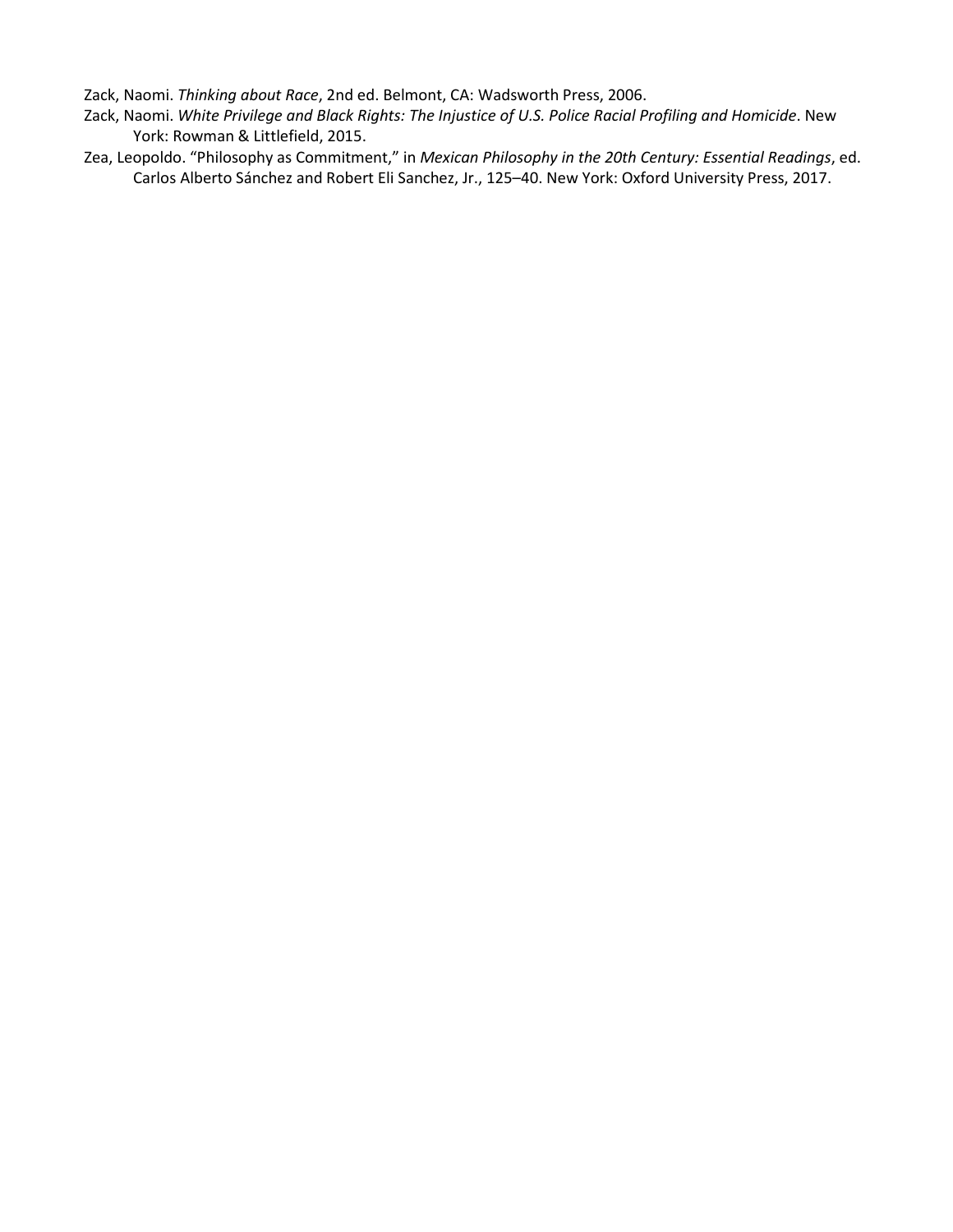Zack, Naomi. *Thinking about Race*, 2nd ed. Belmont, CA: Wadsworth Press, 2006.

Zack, Naomi. *White Privilege and Black Rights: The Injustice of U.S. Police Racial Profiling and Homicide*. New York: Rowman & Littlefield, 2015.

Zea, Leopoldo. "Philosophy as Commitment," in *Mexican Philosophy in the 20th Century: Essential Readings*, ed. Carlos Alberto Sánchez and Robert Eli Sanchez, Jr., 125–40. New York: Oxford University Press, 2017.